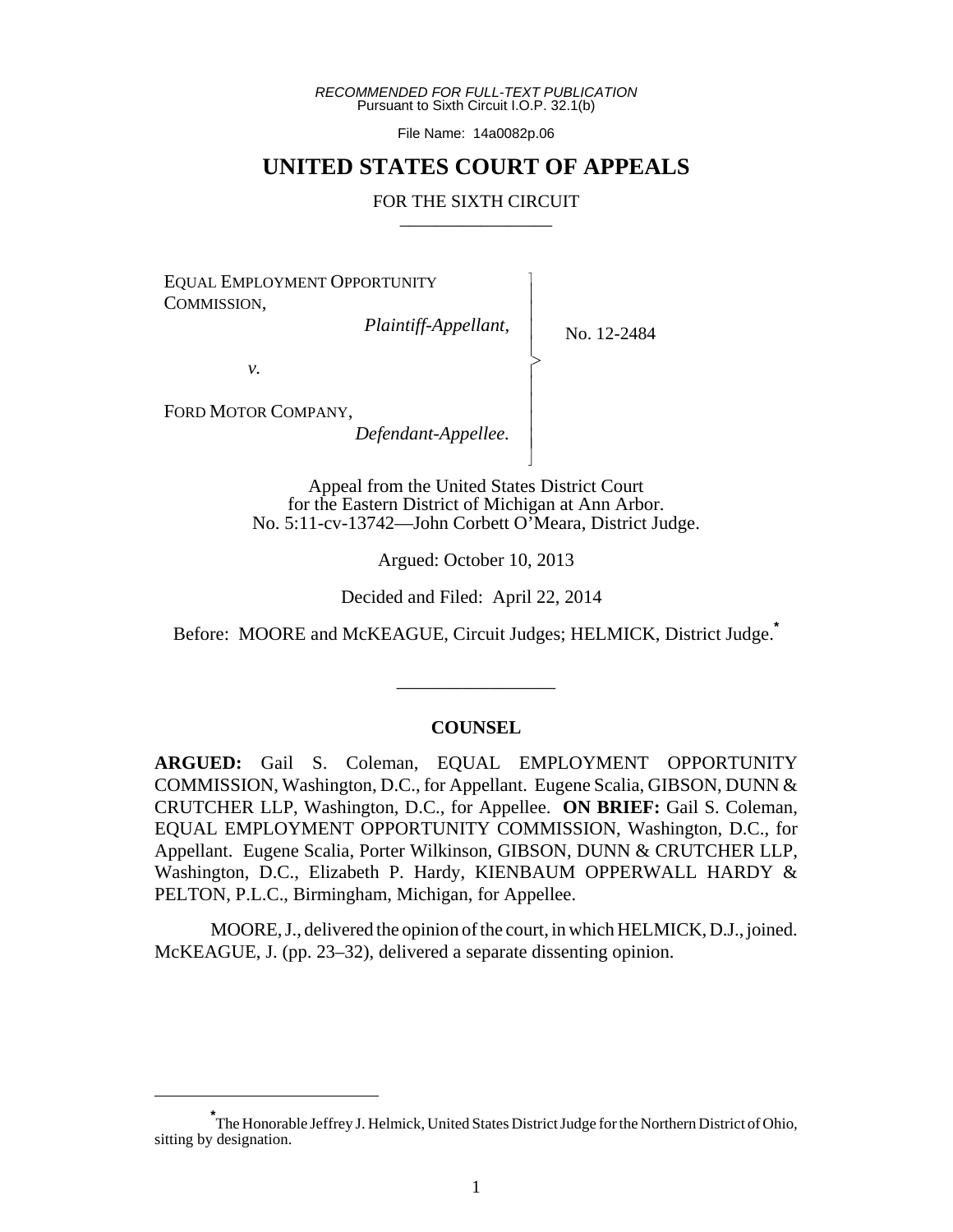*RECOMMENDED FOR FULL-TEXT PUBLICATION*
Pursuant to Sixth Circuit I.O.P. 32.1(b)

File Name: 14a0082p.06

# UNITED STATES COURT OF APPEALS

FOR THE SIXTH CIRCUIT

---

EQUAL EMPLOYMENT OPPORTUNITY COMMISSION,
*Plaintiff-Appellant*,

*v.*

FORD MOTOR COMPANY,
*Defendant-Appellee.*

No. 12-2484

Appeal from the United States District Court
for the Eastern District of Michigan at Ann Arbor.
No. 5:11-cv-13742—John Corbett O'Meara, District Judge.

Argued: October 10, 2013

Decided and Filed: April 22, 2014

Before: MOORE and McKEAGUE, Circuit Judges; HELMICK, District Judge.[*]

---

## COUNSEL

**ARGUED:** Gail S. Coleman, EQUAL EMPLOYMENT OPPORTUNITY COMMISSION, Washington, D.C., for Appellant. Eugene Scalia, GIBSON, DUNN & CRUTCHER LLP, Washington, D.C., for Appellee. **ON BRIEF:** Gail S. Coleman, EQUAL EMPLOYMENT OPPORTUNITY COMMISSION, Washington, D.C., for Appellant. Eugene Scalia, Porter Wilkinson, GIBSON, DUNN & CRUTCHER LLP, Washington, D.C., Elizabeth P. Hardy, KIENBAUM OPPERWALL HARDY & PELTON, P.L.C., Birmingham, Michigan, for Appellee.

MOORE, J., delivered the opinion of the court, in which HELMICK, D.J., joined. McKEAGUE, J. (pp. 23–32), delivered a separate dissenting opinion.

---

[*] The Honorable Jeffrey J. Helmick, United States District Judge for the Northern District of Ohio, sitting by designation.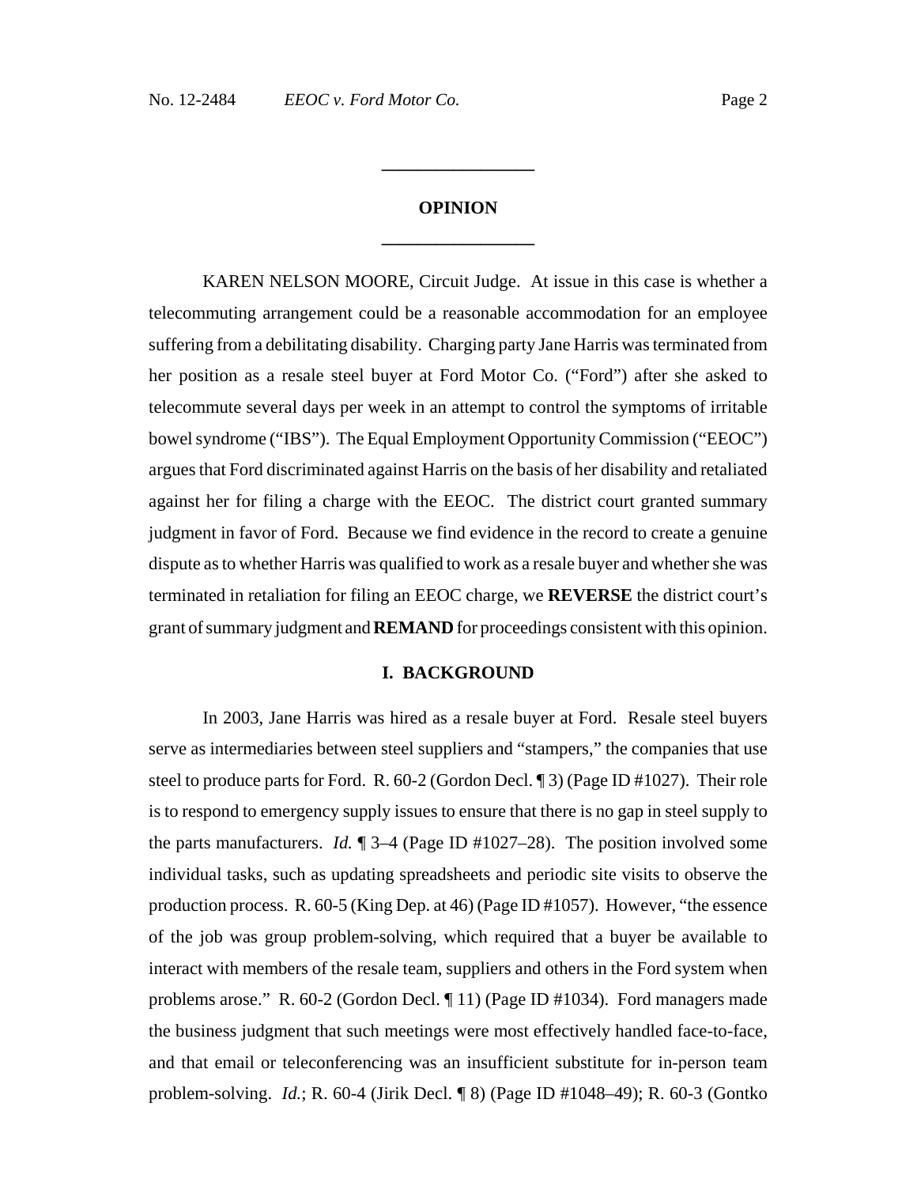## OPINION

KAREN NELSON MOORE, Circuit Judge. At issue in this case is whether a telecommuting arrangement could be a reasonable accommodation for an employee suffering from a debilitating disability. Charging party Jane Harris was terminated from her position as a resale steel buyer at Ford Motor Co. ("Ford") after she asked to telecommute several days per week in an attempt to control the symptoms of irritable bowel syndrome ("IBS"). The Equal Employment Opportunity Commission ("EEOC") argues that Ford discriminated against Harris on the basis of her disability and retaliated against her for filing a charge with the EEOC. The district court granted summary judgment in favor of Ford. Because we find evidence in the record to create a genuine dispute as to whether Harris was qualified to work as a resale buyer and whether she was terminated in retaliation for filing an EEOC charge, we **REVERSE** the district court's grant of summary judgment and **REMAND** for proceedings consistent with this opinion.

## I. BACKGROUND

In 2003, Jane Harris was hired as a resale buyer at Ford. Resale steel buyers serve as intermediaries between steel suppliers and "stampers," the companies that use steel to produce parts for Ford. R. 60-2 (Gordon Decl. ¶ 3) (Page ID #1027). Their role is to respond to emergency supply issues to ensure that there is no gap in steel supply to the parts manufacturers. *Id.* ¶ 3–4 (Page ID #1027–28). The position involved some individual tasks, such as updating spreadsheets and periodic site visits to observe the production process. R. 60-5 (King Dep. at 46) (Page ID #1057). However, "the essence of the job was group problem-solving, which required that a buyer be available to interact with members of the resale team, suppliers and others in the Ford system when problems arose." R. 60-2 (Gordon Decl. ¶ 11) (Page ID #1034). Ford managers made the business judgment that such meetings were most effectively handled face-to-face, and that email or teleconferencing was an insufficient substitute for in-person team problem-solving. *Id.*; R. 60-4 (Jirik Decl. ¶ 8) (Page ID #1048–49); R. 60-3 (Gontko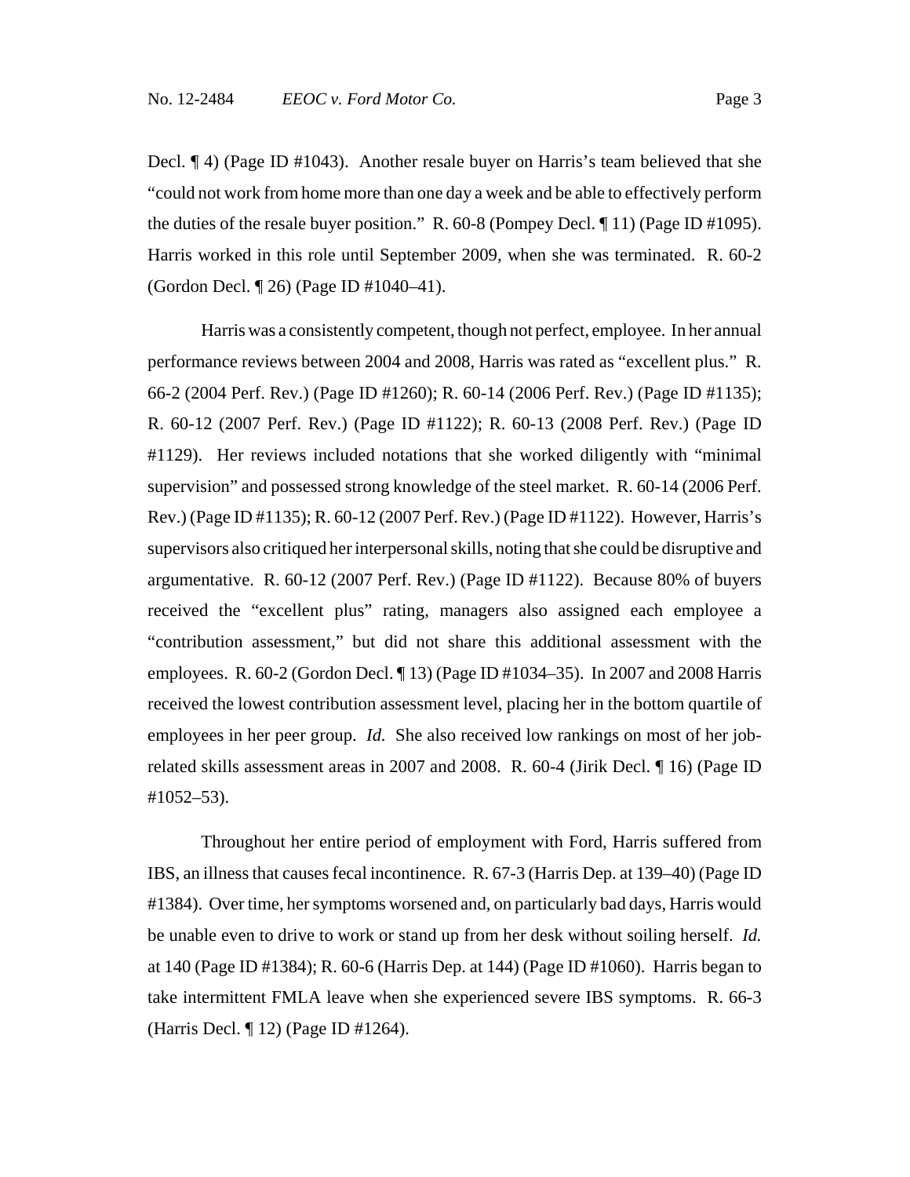Decl. ¶ 4) (Page ID #1043). Another resale buyer on Harris's team believed that she "could not work from home more than one day a week and be able to effectively perform the duties of the resale buyer position." R. 60-8 (Pompey Decl. ¶ 11) (Page ID #1095). Harris worked in this role until September 2009, when she was terminated. R. 60-2 (Gordon Decl. ¶ 26) (Page ID #1040–41).

Harris was a consistently competent, though not perfect, employee. In her annual performance reviews between 2004 and 2008, Harris was rated as "excellent plus." R. 66-2 (2004 Perf. Rev.) (Page ID #1260); R. 60-14 (2006 Perf. Rev.) (Page ID #1135); R. 60-12 (2007 Perf. Rev.) (Page ID #1122); R. 60-13 (2008 Perf. Rev.) (Page ID #1129). Her reviews included notations that she worked diligently with "minimal supervision" and possessed strong knowledge of the steel market. R. 60-14 (2006 Perf. Rev.) (Page ID #1135); R. 60-12 (2007 Perf. Rev.) (Page ID #1122). However, Harris's supervisors also critiqued her interpersonal skills, noting that she could be disruptive and argumentative. R. 60-12 (2007 Perf. Rev.) (Page ID #1122). Because 80% of buyers received the "excellent plus" rating, managers also assigned each employee a "contribution assessment," but did not share this additional assessment with the employees. R. 60-2 (Gordon Decl. ¶ 13) (Page ID #1034–35). In 2007 and 2008 Harris received the lowest contribution assessment level, placing her in the bottom quartile of employees in her peer group. *Id.* She also received low rankings on most of her job-related skills assessment areas in 2007 and 2008. R. 60-4 (Jirik Decl. ¶ 16) (Page ID #1052–53).

Throughout her entire period of employment with Ford, Harris suffered from IBS, an illness that causes fecal incontinence. R. 67-3 (Harris Dep. at 139–40) (Page ID #1384). Over time, her symptoms worsened and, on particularly bad days, Harris would be unable even to drive to work or stand up from her desk without soiling herself. *Id.* at 140 (Page ID #1384); R. 60-6 (Harris Dep. at 144) (Page ID #1060). Harris began to take intermittent FMLA leave when she experienced severe IBS symptoms. R. 66-3 (Harris Decl. ¶ 12) (Page ID #1264).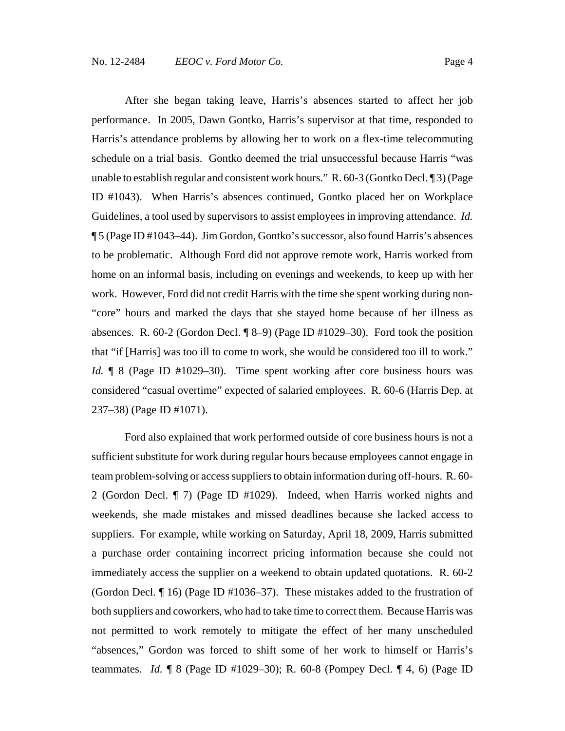After she began taking leave, Harris's absences started to affect her job performance. In 2005, Dawn Gontko, Harris's supervisor at that time, responded to Harris's attendance problems by allowing her to work on a flex-time telecommuting schedule on a trial basis. Gontko deemed the trial unsuccessful because Harris "was unable to establish regular and consistent work hours." R. 60-3 (Gontko Decl. ¶ 3) (Page ID #1043). When Harris's absences continued, Gontko placed her on Workplace Guidelines, a tool used by supervisors to assist employees in improving attendance. *Id.* ¶ 5 (Page ID #1043–44). Jim Gordon, Gontko's successor, also found Harris's absences to be problematic. Although Ford did not approve remote work, Harris worked from home on an informal basis, including on evenings and weekends, to keep up with her work. However, Ford did not credit Harris with the time she spent working during non-"core" hours and marked the days that she stayed home because of her illness as absences. R. 60-2 (Gordon Decl. ¶ 8–9) (Page ID #1029–30). Ford took the position that "if [Harris] was too ill to come to work, she would be considered too ill to work." *Id.* ¶ 8 (Page ID #1029–30). Time spent working after core business hours was considered "casual overtime" expected of salaried employees. R. 60-6 (Harris Dep. at 237–38) (Page ID #1071).

Ford also explained that work performed outside of core business hours is not a sufficient substitute for work during regular hours because employees cannot engage in team problem-solving or access suppliers to obtain information during off-hours. R. 60-2 (Gordon Decl. ¶ 7) (Page ID #1029). Indeed, when Harris worked nights and weekends, she made mistakes and missed deadlines because she lacked access to suppliers. For example, while working on Saturday, April 18, 2009, Harris submitted a purchase order containing incorrect pricing information because she could not immediately access the supplier on a weekend to obtain updated quotations. R. 60-2 (Gordon Decl. ¶ 16) (Page ID #1036–37). These mistakes added to the frustration of both suppliers and coworkers, who had to take time to correct them. Because Harris was not permitted to work remotely to mitigate the effect of her many unscheduled "absences," Gordon was forced to shift some of her work to himself or Harris's teammates. *Id.* ¶ 8 (Page ID #1029–30); R. 60-8 (Pompey Decl. ¶ 4, 6) (Page ID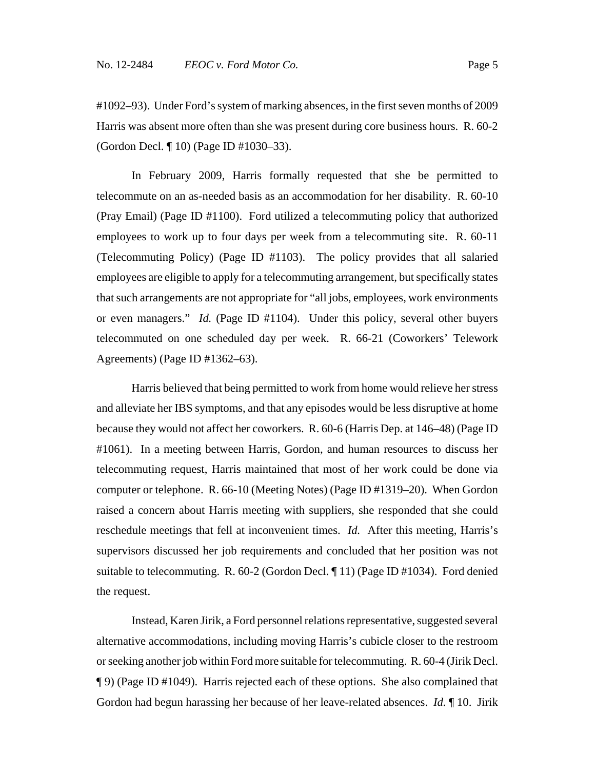#1092–93). Under Ford's system of marking absences, in the first seven months of 2009 Harris was absent more often than she was present during core business hours. R. 60-2 (Gordon Decl. ¶ 10) (Page ID #1030–33).

In February 2009, Harris formally requested that she be permitted to telecommute on an as-needed basis as an accommodation for her disability. R. 60-10 (Pray Email) (Page ID #1100). Ford utilized a telecommuting policy that authorized employees to work up to four days per week from a telecommuting site. R. 60-11 (Telecommuting Policy) (Page ID #1103). The policy provides that all salaried employees are eligible to apply for a telecommuting arrangement, but specifically states that such arrangements are not appropriate for "all jobs, employees, work environments or even managers." *Id.* (Page ID #1104). Under this policy, several other buyers telecommuted on one scheduled day per week. R. 66-21 (Coworkers' Telework Agreements) (Page ID #1362–63).

Harris believed that being permitted to work from home would relieve her stress and alleviate her IBS symptoms, and that any episodes would be less disruptive at home because they would not affect her coworkers. R. 60-6 (Harris Dep. at 146–48) (Page ID #1061). In a meeting between Harris, Gordon, and human resources to discuss her telecommuting request, Harris maintained that most of her work could be done via computer or telephone. R. 66-10 (Meeting Notes) (Page ID #1319–20). When Gordon raised a concern about Harris meeting with suppliers, she responded that she could reschedule meetings that fell at inconvenient times. *Id.* After this meeting, Harris's supervisors discussed her job requirements and concluded that her position was not suitable to telecommuting. R. 60-2 (Gordon Decl. ¶ 11) (Page ID #1034). Ford denied the request.

Instead, Karen Jirik, a Ford personnel relations representative, suggested several alternative accommodations, including moving Harris's cubicle closer to the restroom or seeking another job within Ford more suitable for telecommuting. R. 60-4 (Jirik Decl. ¶ 9) (Page ID #1049). Harris rejected each of these options. She also complained that Gordon had begun harassing her because of her leave-related absences. *Id.* ¶ 10. Jirik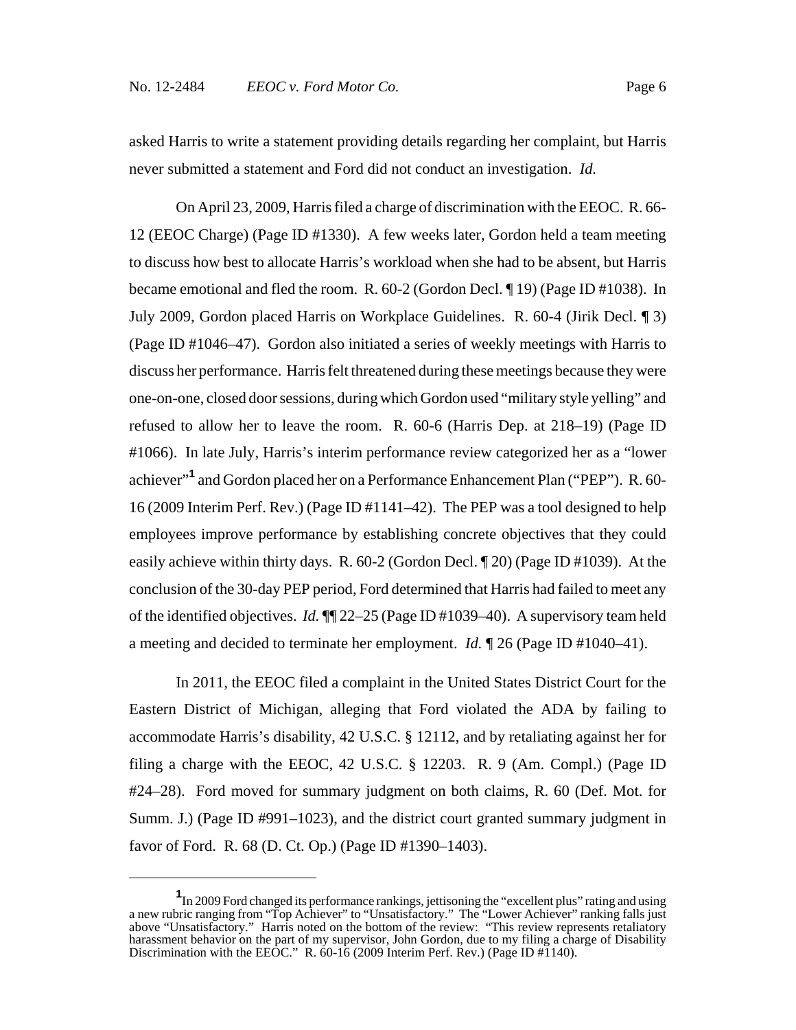asked Harris to write a statement providing details regarding her complaint, but Harris never submitted a statement and Ford did not conduct an investigation. *Id.*

On April 23, 2009, Harris filed a charge of discrimination with the EEOC. R. 66-12 (EEOC Charge) (Page ID #1330). A few weeks later, Gordon held a team meeting to discuss how best to allocate Harris's workload when she had to be absent, but Harris became emotional and fled the room. R. 60-2 (Gordon Decl. ¶ 19) (Page ID #1038). In July 2009, Gordon placed Harris on Workplace Guidelines. R. 60-4 (Jirik Decl. ¶ 3) (Page ID #1046–47). Gordon also initiated a series of weekly meetings with Harris to discuss her performance. Harris felt threatened during these meetings because they were one-on-one, closed door sessions, during which Gordon used "military style yelling" and refused to allow her to leave the room. R. 60-6 (Harris Dep. at 218–19) (Page ID #1066). In late July, Harris's interim performance review categorized her as a "lower achiever"[1] and Gordon placed her on a Performance Enhancement Plan ("PEP"). R. 60-16 (2009 Interim Perf. Rev.) (Page ID #1141–42). The PEP was a tool designed to help employees improve performance by establishing concrete objectives that they could easily achieve within thirty days. R. 60-2 (Gordon Decl. ¶ 20) (Page ID #1039). At the conclusion of the 30-day PEP period, Ford determined that Harris had failed to meet any of the identified objectives. *Id.* ¶¶ 22–25 (Page ID #1039–40). A supervisory team held a meeting and decided to terminate her employment. *Id.* ¶ 26 (Page ID #1040–41).

In 2011, the EEOC filed a complaint in the United States District Court for the Eastern District of Michigan, alleging that Ford violated the ADA by failing to accommodate Harris's disability, 42 U.S.C. § 12112, and by retaliating against her for filing a charge with the EEOC, 42 U.S.C. § 12203. R. 9 (Am. Compl.) (Page ID #24–28). Ford moved for summary judgment on both claims, R. 60 (Def. Mot. for Summ. J.) (Page ID #991–1023), and the district court granted summary judgment in favor of Ford. R. 68 (D. Ct. Op.) (Page ID #1390–1403).

---

[1] In 2009 Ford changed its performance rankings, jettisoning the "excellent plus" rating and using a new rubric ranging from "Top Achiever" to "Unsatisfactory." The "Lower Achiever" ranking falls just above "Unsatisfactory." Harris noted on the bottom of the review: "This review represents retaliatory harassment behavior on the part of my supervisor, John Gordon, due to my filing a charge of Disability Discrimination with the EEOC." R. 60-16 (2009 Interim Perf. Rev.) (Page ID #1140).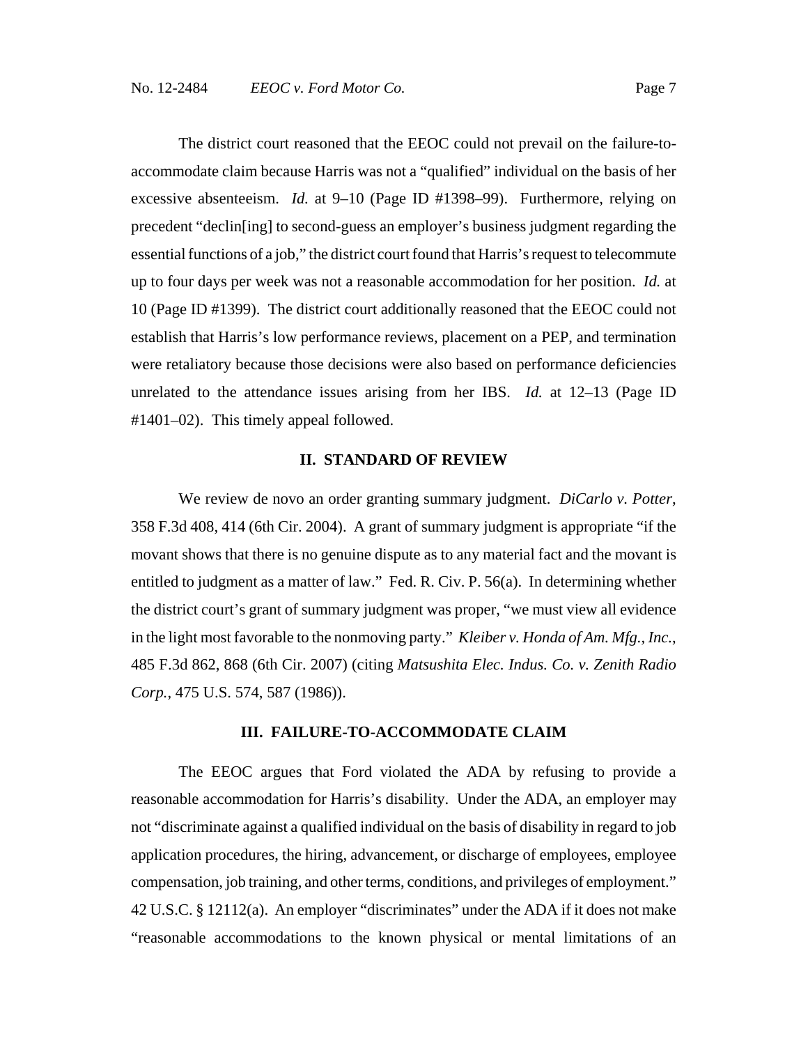The district court reasoned that the EEOC could not prevail on the failure-to-accommodate claim because Harris was not a "qualified" individual on the basis of her excessive absenteeism. *Id.* at 9–10 (Page ID #1398–99). Furthermore, relying on precedent "declin[ing] to second-guess an employer's business judgment regarding the essential functions of a job," the district court found that Harris's request to telecommute up to four days per week was not a reasonable accommodation for her position. *Id.* at 10 (Page ID #1399). The district court additionally reasoned that the EEOC could not establish that Harris's low performance reviews, placement on a PEP, and termination were retaliatory because those decisions were also based on performance deficiencies unrelated to the attendance issues arising from her IBS. *Id.* at 12–13 (Page ID #1401–02). This timely appeal followed.

## II. STANDARD OF REVIEW

We review de novo an order granting summary judgment. *DiCarlo v. Potter*, 358 F.3d 408, 414 (6th Cir. 2004). A grant of summary judgment is appropriate "if the movant shows that there is no genuine dispute as to any material fact and the movant is entitled to judgment as a matter of law." Fed. R. Civ. P. 56(a). In determining whether the district court's grant of summary judgment was proper, "we must view all evidence in the light most favorable to the nonmoving party." *Kleiber v. Honda of Am. Mfg., Inc.*, 485 F.3d 862, 868 (6th Cir. 2007) (citing *Matsushita Elec. Indus. Co. v. Zenith Radio Corp.*, 475 U.S. 574, 587 (1986)).

## III. FAILURE-TO-ACCOMMODATE CLAIM

The EEOC argues that Ford violated the ADA by refusing to provide a reasonable accommodation for Harris's disability. Under the ADA, an employer may not "discriminate against a qualified individual on the basis of disability in regard to job application procedures, the hiring, advancement, or discharge of employees, employee compensation, job training, and other terms, conditions, and privileges of employment." 42 U.S.C. § 12112(a). An employer "discriminates" under the ADA if it does not make "reasonable accommodations to the known physical or mental limitations of an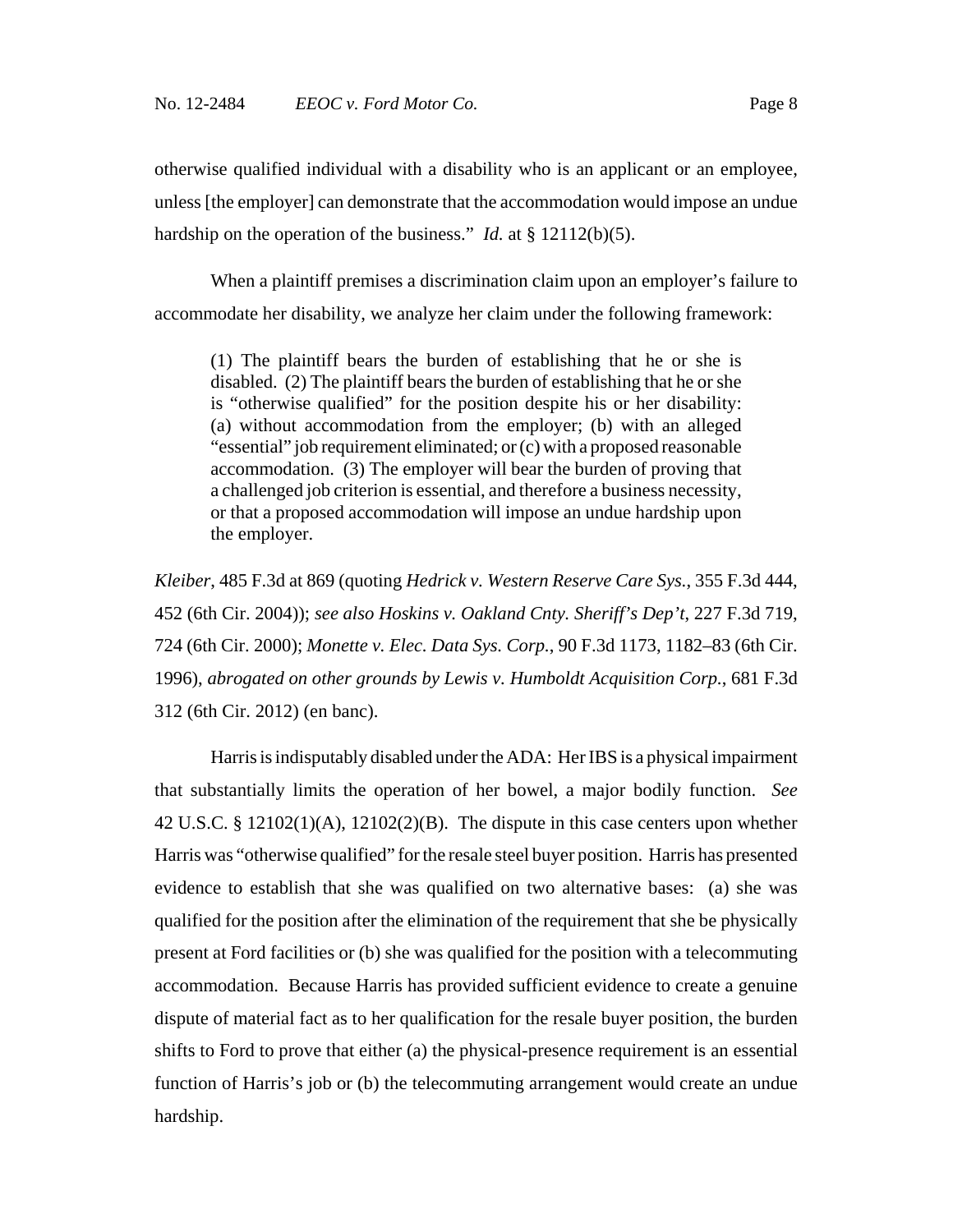otherwise qualified individual with a disability who is an applicant or an employee, unless [the employer] can demonstrate that the accommodation would impose an undue hardship on the operation of the business." *Id.* at § 12112(b)(5).

When a plaintiff premises a discrimination claim upon an employer's failure to accommodate her disability, we analyze her claim under the following framework:

> (1) The plaintiff bears the burden of establishing that he or she is disabled. (2) The plaintiff bears the burden of establishing that he or she is "otherwise qualified" for the position despite his or her disability: (a) without accommodation from the employer; (b) with an alleged "essential" job requirement eliminated; or (c) with a proposed reasonable accommodation. (3) The employer will bear the burden of proving that a challenged job criterion is essential, and therefore a business necessity, or that a proposed accommodation will impose an undue hardship upon the employer.

*Kleiber*, 485 F.3d at 869 (quoting *Hedrick v. Western Reserve Care Sys.*, 355 F.3d 444, 452 (6th Cir. 2004)); *see also Hoskins v. Oakland Cnty. Sheriff's Dep't*, 227 F.3d 719, 724 (6th Cir. 2000); *Monette v. Elec. Data Sys. Corp.*, 90 F.3d 1173, 1182–83 (6th Cir. 1996), *abrogated on other grounds by Lewis v. Humboldt Acquisition Corp.*, 681 F.3d 312 (6th Cir. 2012) (en banc).

Harris is indisputably disabled under the ADA: Her IBS is a physical impairment that substantially limits the operation of her bowel, a major bodily function. *See* 42 U.S.C. § 12102(1)(A), 12102(2)(B). The dispute in this case centers upon whether Harris was "otherwise qualified" for the resale steel buyer position. Harris has presented evidence to establish that she was qualified on two alternative bases: (a) she was qualified for the position after the elimination of the requirement that she be physically present at Ford facilities or (b) she was qualified for the position with a telecommuting accommodation. Because Harris has provided sufficient evidence to create a genuine dispute of material fact as to her qualification for the resale buyer position, the burden shifts to Ford to prove that either (a) the physical-presence requirement is an essential function of Harris's job or (b) the telecommuting arrangement would create an undue hardship.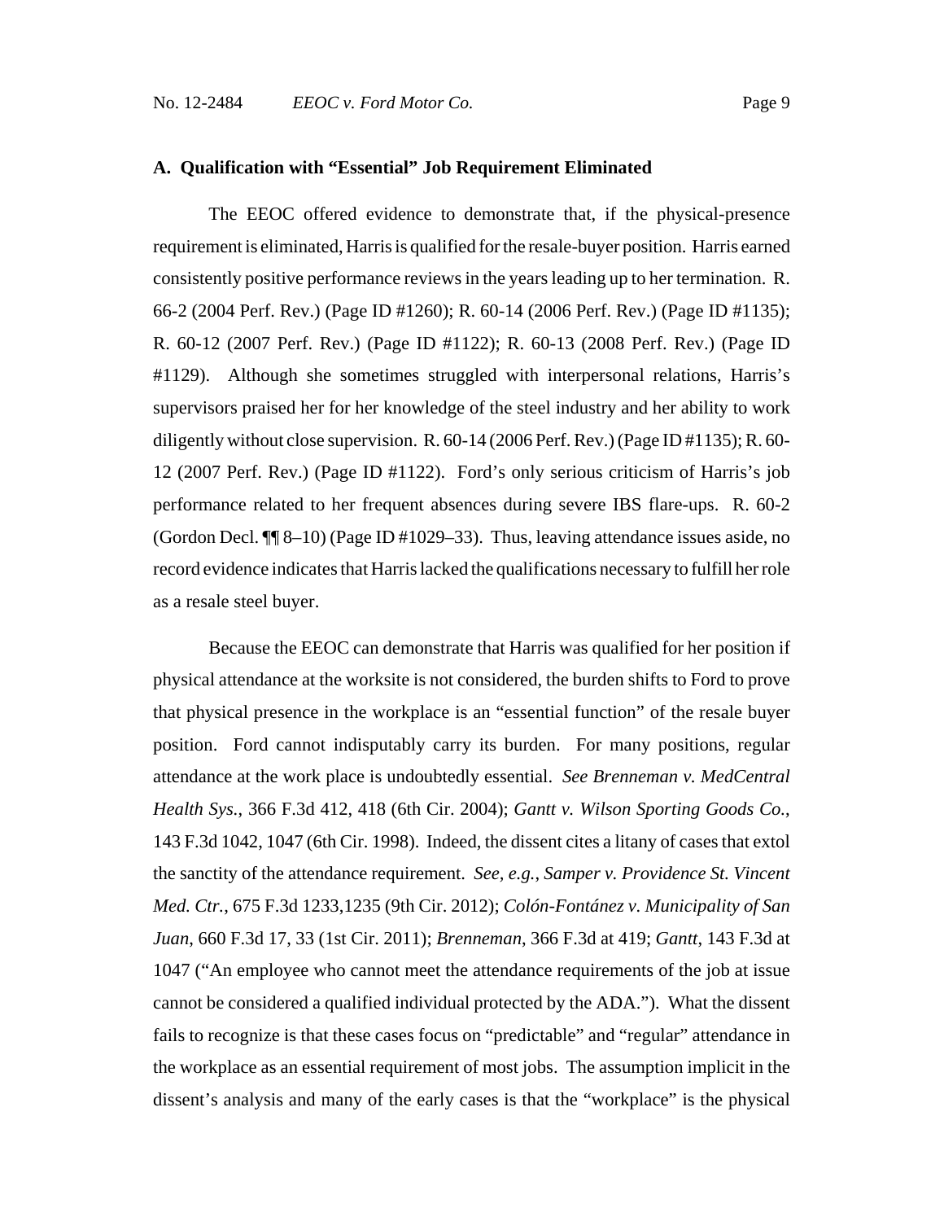### A. Qualification with "Essential" Job Requirement Eliminated

The EEOC offered evidence to demonstrate that, if the physical-presence requirement is eliminated, Harris is qualified for the resale-buyer position. Harris earned consistently positive performance reviews in the years leading up to her termination. R. 66-2 (2004 Perf. Rev.) (Page ID #1260); R. 60-14 (2006 Perf. Rev.) (Page ID #1135); R. 60-12 (2007 Perf. Rev.) (Page ID #1122); R. 60-13 (2008 Perf. Rev.) (Page ID #1129). Although she sometimes struggled with interpersonal relations, Harris's supervisors praised her for her knowledge of the steel industry and her ability to work diligently without close supervision. R. 60-14 (2006 Perf. Rev.) (Page ID #1135); R. 60-12 (2007 Perf. Rev.) (Page ID #1122). Ford's only serious criticism of Harris's job performance related to her frequent absences during severe IBS flare-ups. R. 60-2 (Gordon Decl. ¶¶ 8–10) (Page ID #1029–33). Thus, leaving attendance issues aside, no record evidence indicates that Harris lacked the qualifications necessary to fulfill her role as a resale steel buyer.

Because the EEOC can demonstrate that Harris was qualified for her position if physical attendance at the worksite is not considered, the burden shifts to Ford to prove that physical presence in the workplace is an "essential function" of the resale buyer position. Ford cannot indisputably carry its burden. For many positions, regular attendance at the work place is undoubtedly essential. *See Brenneman v. MedCentral Health Sys.*, 366 F.3d 412, 418 (6th Cir. 2004); *Gantt v. Wilson Sporting Goods Co.*, 143 F.3d 1042, 1047 (6th Cir. 1998). Indeed, the dissent cites a litany of cases that extol the sanctity of the attendance requirement. *See, e.g.*, *Samper v. Providence St. Vincent Med. Ctr.*, 675 F.3d 1233,1235 (9th Cir. 2012); *Colón-Fontánez v. Municipality of San Juan*, 660 F.3d 17, 33 (1st Cir. 2011); *Brenneman*, 366 F.3d at 419; *Gantt*, 143 F.3d at 1047 ("An employee who cannot meet the attendance requirements of the job at issue cannot be considered a qualified individual protected by the ADA."). What the dissent fails to recognize is that these cases focus on "predictable" and "regular" attendance in the workplace as an essential requirement of most jobs. The assumption implicit in the dissent's analysis and many of the early cases is that the "workplace" is the physical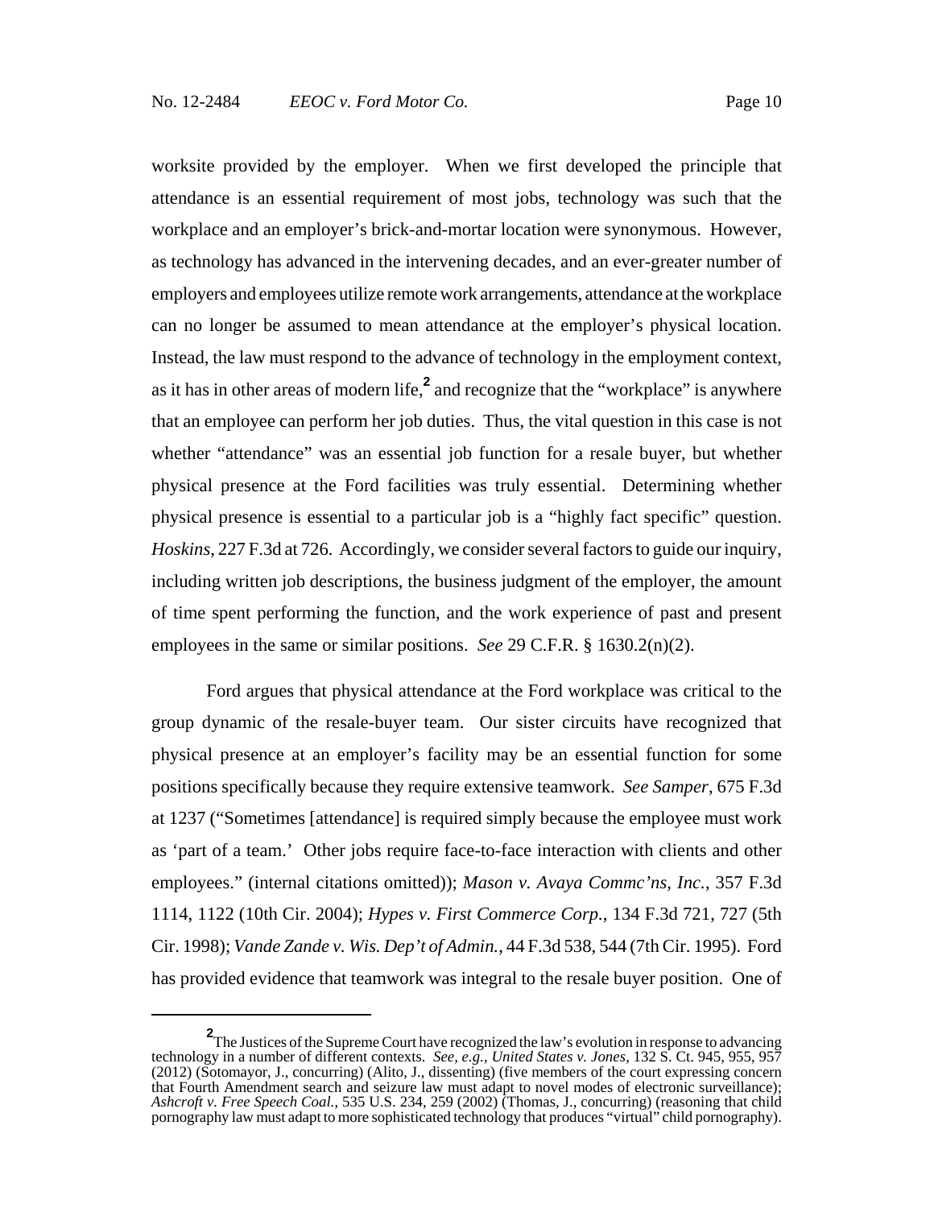worksite provided by the employer. When we first developed the principle that attendance is an essential requirement of most jobs, technology was such that the workplace and an employer's brick-and-mortar location were synonymous. However, as technology has advanced in the intervening decades, and an ever-greater number of employers and employees utilize remote work arrangements, attendance at the workplace can no longer be assumed to mean attendance at the employer's physical location. Instead, the law must respond to the advance of technology in the employment context, as it has in other areas of modern life,[2] and recognize that the "workplace" is anywhere that an employee can perform her job duties. Thus, the vital question in this case is not whether "attendance" was an essential job function for a resale buyer, but whether physical presence at the Ford facilities was truly essential. Determining whether physical presence is essential to a particular job is a "highly fact specific" question. *Hoskins*, 227 F.3d at 726. Accordingly, we consider several factors to guide our inquiry, including written job descriptions, the business judgment of the employer, the amount of time spent performing the function, and the work experience of past and present employees in the same or similar positions. *See* 29 C.F.R. § 1630.2(n)(2).

Ford argues that physical attendance at the Ford workplace was critical to the group dynamic of the resale-buyer team. Our sister circuits have recognized that physical presence at an employer's facility may be an essential function for some positions specifically because they require extensive teamwork. *See Samper*, 675 F.3d at 1237 ("Sometimes [attendance] is required simply because the employee must work as 'part of a team.' Other jobs require face-to-face interaction with clients and other employees." (internal citations omitted)); *Mason v. Avaya Commc'ns, Inc.*, 357 F.3d 1114, 1122 (10th Cir. 2004); *Hypes v. First Commerce Corp.*, 134 F.3d 721, 727 (5th Cir. 1998); *Vande Zande v. Wis. Dep't of Admin.*, 44 F.3d 538, 544 (7th Cir. 1995). Ford has provided evidence that teamwork was integral to the resale buyer position. One of

---

[2] The Justices of the Supreme Court have recognized the law's evolution in response to advancing technology in a number of different contexts. *See, e.g.*, *United States v. Jones*, 132 S. Ct. 945, 955, 957 (2012) (Sotomayor, J., concurring) (Alito, J., dissenting) (five members of the court expressing concern that Fourth Amendment search and seizure law must adapt to novel modes of electronic surveillance); *Ashcroft v. Free Speech Coal.*, 535 U.S. 234, 259 (2002) (Thomas, J., concurring) (reasoning that child pornography law must adapt to more sophisticated technology that produces "virtual" child pornography).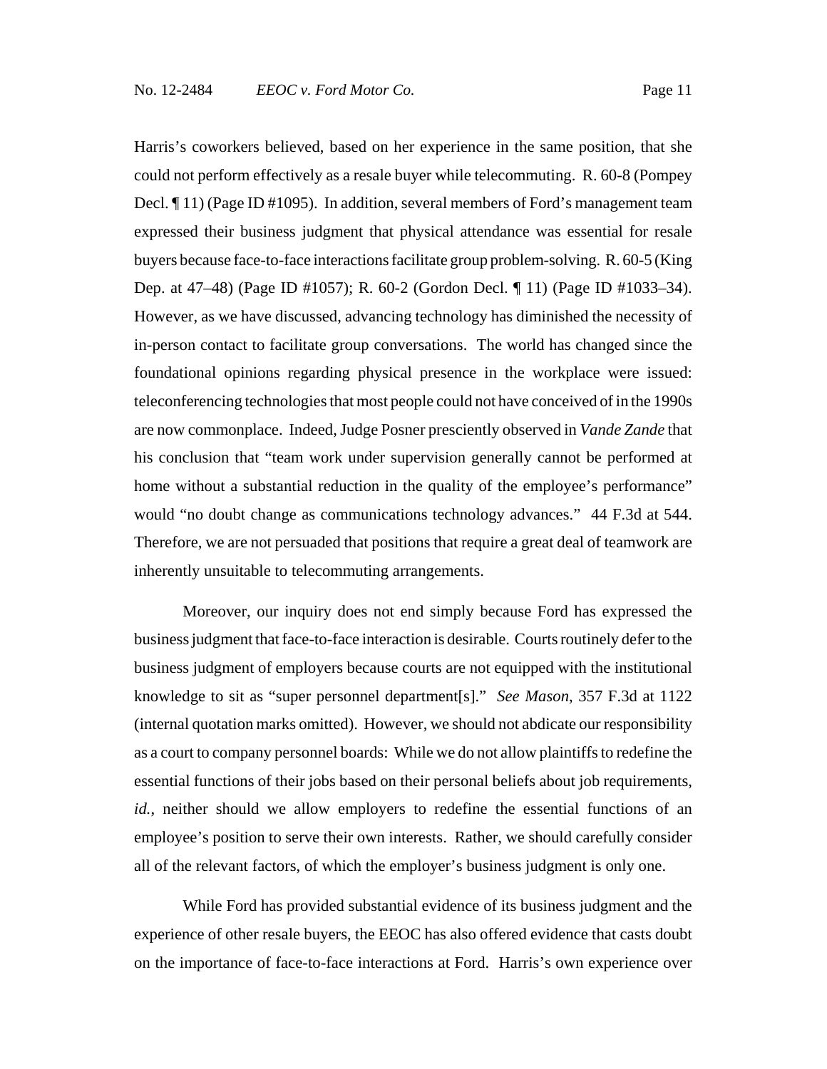Harris's coworkers believed, based on her experience in the same position, that she could not perform effectively as a resale buyer while telecommuting. R. 60-8 (Pompey Decl. ¶ 11) (Page ID #1095). In addition, several members of Ford's management team expressed their business judgment that physical attendance was essential for resale buyers because face-to-face interactions facilitate group problem-solving. R. 60-5 (King Dep. at 47–48) (Page ID #1057); R. 60-2 (Gordon Decl. ¶ 11) (Page ID #1033–34). However, as we have discussed, advancing technology has diminished the necessity of in-person contact to facilitate group conversations. The world has changed since the foundational opinions regarding physical presence in the workplace were issued: teleconferencing technologies that most people could not have conceived of in the 1990s are now commonplace. Indeed, Judge Posner presciently observed in *Vande Zande* that his conclusion that "team work under supervision generally cannot be performed at home without a substantial reduction in the quality of the employee's performance" would "no doubt change as communications technology advances." 44 F.3d at 544. Therefore, we are not persuaded that positions that require a great deal of teamwork are inherently unsuitable to telecommuting arrangements.

Moreover, our inquiry does not end simply because Ford has expressed the business judgment that face-to-face interaction is desirable. Courts routinely defer to the business judgment of employers because courts are not equipped with the institutional knowledge to sit as "super personnel department[s]." *See Mason*, 357 F.3d at 1122 (internal quotation marks omitted). However, we should not abdicate our responsibility as a court to company personnel boards: While we do not allow plaintiffs to redefine the essential functions of their jobs based on their personal beliefs about job requirements, *id.*, neither should we allow employers to redefine the essential functions of an employee's position to serve their own interests. Rather, we should carefully consider all of the relevant factors, of which the employer's business judgment is only one.

While Ford has provided substantial evidence of its business judgment and the experience of other resale buyers, the EEOC has also offered evidence that casts doubt on the importance of face-to-face interactions at Ford. Harris's own experience over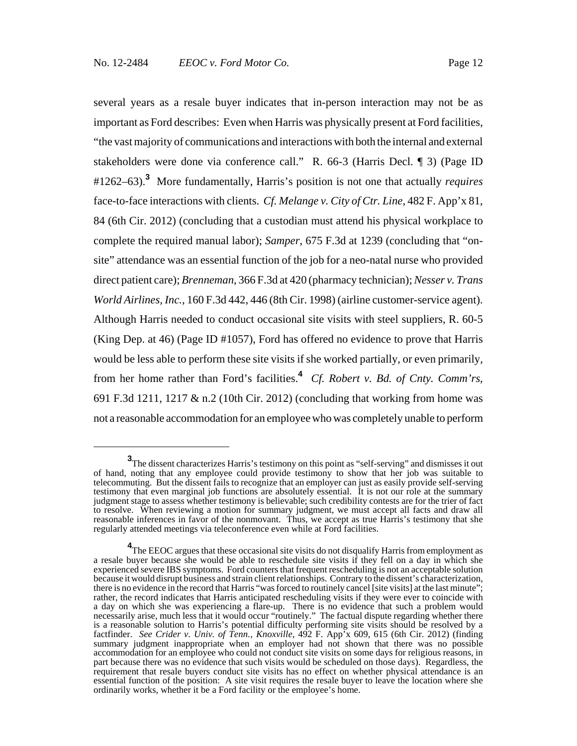several years as a resale buyer indicates that in-person interaction may not be as important as Ford describes: Even when Harris was physically present at Ford facilities, "the vast majority of communications and interactions with both the internal and external stakeholders were done via conference call." R. 66-3 (Harris Decl. ¶ 3) (Page ID #1262–63).[3] More fundamentally, Harris's position is not one that actually *requires* face-to-face interactions with clients. *Cf. Melange v. City of Ctr. Line*, 482 F. App'x 81, 84 (6th Cir. 2012) (concluding that a custodian must attend his physical workplace to complete the required manual labor); *Samper*, 675 F.3d at 1239 (concluding that "on-site" attendance was an essential function of the job for a neo-natal nurse who provided direct patient care); *Brenneman*, 366 F.3d at 420 (pharmacy technician); *Nesser v. Trans World Airlines, Inc.*, 160 F.3d 442, 446 (8th Cir. 1998) (airline customer-service agent). Although Harris needed to conduct occasional site visits with steel suppliers, R. 60-5 (King Dep. at 46) (Page ID #1057), Ford has offered no evidence to prove that Harris would be less able to perform these site visits if she worked partially, or even primarily, from her home rather than Ford's facilities.[4] *Cf. Robert v. Bd. of Cnty. Comm'rs*, 691 F.3d 1211, 1217 & n.2 (10th Cir. 2012) (concluding that working from home was not a reasonable accommodation for an employee who was completely unable to perform

---

[3] The dissent characterizes Harris's testimony on this point as "self-serving" and dismisses it out of hand, noting that any employee could provide testimony to show that her job was suitable to telecommuting. But the dissent fails to recognize that an employer can just as easily provide self-serving testimony that even marginal job functions are absolutely essential. It is not our role at the summary judgment stage to assess whether testimony is believable; such credibility contests are for the trier of fact to resolve. When reviewing a motion for summary judgment, we must accept all facts and draw all reasonable inferences in favor of the nonmovant. Thus, we accept as true Harris's testimony that she regularly attended meetings via teleconference even while at Ford facilities.

[4] The EEOC argues that these occasional site visits do not disqualify Harris from employment as a resale buyer because she would be able to reschedule site visits if they fell on a day in which she experienced severe IBS symptoms. Ford counters that frequent rescheduling is not an acceptable solution because it would disrupt business and strain client relationships. Contrary to the dissent's characterization, there is no evidence in the record that Harris "was forced to routinely cancel [site visits] at the last minute"; rather, the record indicates that Harris anticipated rescheduling visits if they were ever to coincide with a day on which she was experiencing a flare-up. There is no evidence that such a problem would necessarily arise, much less that it would occur "routinely." The factual dispute regarding whether there is a reasonable solution to Harris's potential difficulty performing site visits should be resolved by a factfinder. *See Crider v. Univ. of Tenn., Knoxville*, 492 F. App'x 609, 615 (6th Cir. 2012) (finding summary judgment inappropriate when an employer had not shown that there was no possible accommodation for an employee who could not conduct site visits on some days for religious reasons, in part because there was no evidence that such visits would be scheduled on those days). Regardless, the requirement that resale buyers conduct site visits has no effect on whether physical attendance is an essential function of the position: A site visit requires the resale buyer to leave the location where she ordinarily works, whether it be a Ford facility or the employee's home.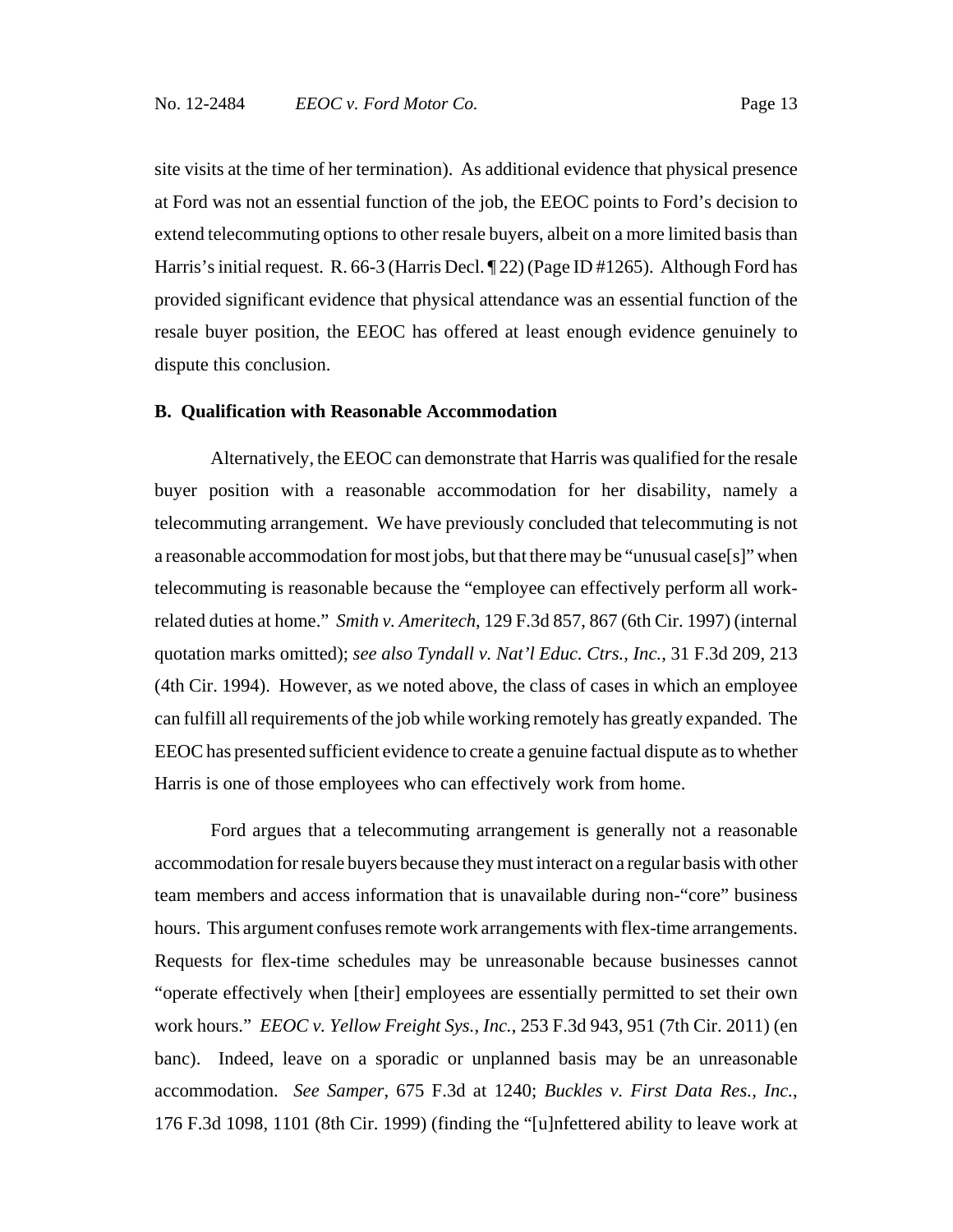site visits at the time of her termination). As additional evidence that physical presence at Ford was not an essential function of the job, the EEOC points to Ford's decision to extend telecommuting options to other resale buyers, albeit on a more limited basis than Harris's initial request. R. 66-3 (Harris Decl. ¶ 22) (Page ID #1265). Although Ford has provided significant evidence that physical attendance was an essential function of the resale buyer position, the EEOC has offered at least enough evidence genuinely to dispute this conclusion.

**B. Qualification with Reasonable Accommodation**

Alternatively, the EEOC can demonstrate that Harris was qualified for the resale buyer position with a reasonable accommodation for her disability, namely a telecommuting arrangement. We have previously concluded that telecommuting is not a reasonable accommodation for most jobs, but that there may be "unusual case[s]" when telecommuting is reasonable because the "employee can effectively perform all work-related duties at home." *Smith v. Ameritech*, 129 F.3d 857, 867 (6th Cir. 1997) (internal quotation marks omitted); *see also Tyndall v. Nat'l Educ. Ctrs., Inc.*, 31 F.3d 209, 213 (4th Cir. 1994). However, as we noted above, the class of cases in which an employee can fulfill all requirements of the job while working remotely has greatly expanded. The EEOC has presented sufficient evidence to create a genuine factual dispute as to whether Harris is one of those employees who can effectively work from home.

Ford argues that a telecommuting arrangement is generally not a reasonable accommodation for resale buyers because they must interact on a regular basis with other team members and access information that is unavailable during non-"core" business hours. This argument confuses remote work arrangements with flex-time arrangements. Requests for flex-time schedules may be unreasonable because businesses cannot "operate effectively when [their] employees are essentially permitted to set their own work hours." *EEOC v. Yellow Freight Sys., Inc.*, 253 F.3d 943, 951 (7th Cir. 2011) (en banc). Indeed, leave on a sporadic or unplanned basis may be an unreasonable accommodation. *See Samper*, 675 F.3d at 1240; *Buckles v. First Data Res., Inc.*, 176 F.3d 1098, 1101 (8th Cir. 1999) (finding the "[u]nfettered ability to leave work at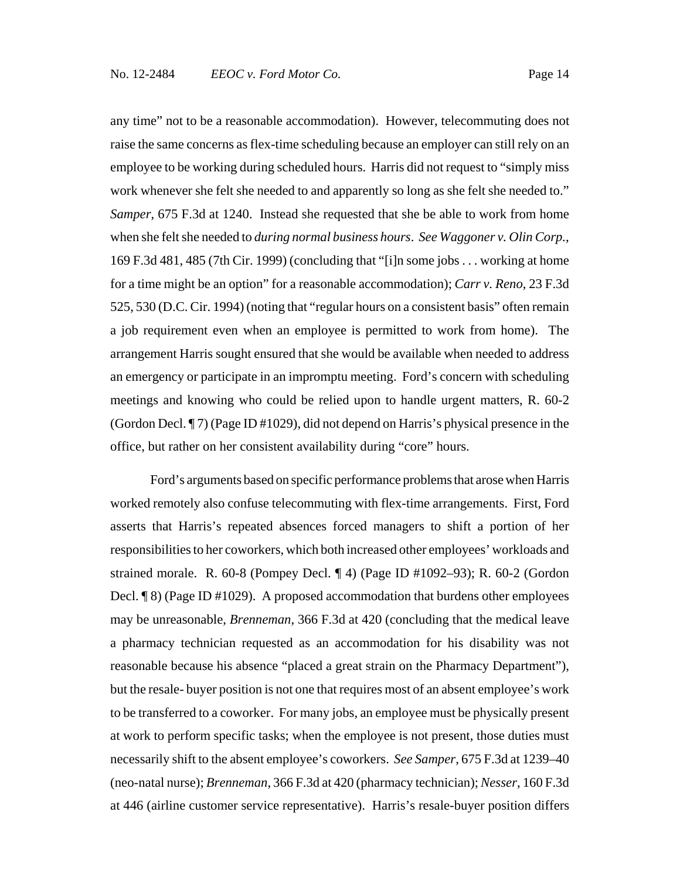any time" not to be a reasonable accommodation). However, telecommuting does not raise the same concerns as flex-time scheduling because an employer can still rely on an employee to be working during scheduled hours. Harris did not request to "simply miss work whenever she felt she needed to and apparently so long as she felt she needed to." *Samper*, 675 F.3d at 1240. Instead she requested that she be able to work from home when she felt she needed to *during normal business hours*. *See Waggoner v. Olin Corp.*, 169 F.3d 481, 485 (7th Cir. 1999) (concluding that "[i]n some jobs . . . working at home for a time might be an option" for a reasonable accommodation); *Carr v. Reno*, 23 F.3d 525, 530 (D.C. Cir. 1994) (noting that "regular hours on a consistent basis" often remain a job requirement even when an employee is permitted to work from home). The arrangement Harris sought ensured that she would be available when needed to address an emergency or participate in an impromptu meeting. Ford's concern with scheduling meetings and knowing who could be relied upon to handle urgent matters, R. 60-2 (Gordon Decl. ¶ 7) (Page ID #1029), did not depend on Harris's physical presence in the office, but rather on her consistent availability during "core" hours.

Ford's arguments based on specific performance problems that arose when Harris worked remotely also confuse telecommuting with flex-time arrangements. First, Ford asserts that Harris's repeated absences forced managers to shift a portion of her responsibilities to her coworkers, which both increased other employees' workloads and strained morale. R. 60-8 (Pompey Decl. ¶ 4) (Page ID #1092–93); R. 60-2 (Gordon Decl. ¶ 8) (Page ID #1029). A proposed accommodation that burdens other employees may be unreasonable, *Brenneman*, 366 F.3d at 420 (concluding that the medical leave a pharmacy technician requested as an accommodation for his disability was not reasonable because his absence "placed a great strain on the Pharmacy Department"), but the resale- buyer position is not one that requires most of an absent employee's work to be transferred to a coworker. For many jobs, an employee must be physically present at work to perform specific tasks; when the employee is not present, those duties must necessarily shift to the absent employee's coworkers. *See Samper*, 675 F.3d at 1239–40 (neo-natal nurse); *Brenneman*, 366 F.3d at 420 (pharmacy technician); *Nesser*, 160 F.3d at 446 (airline customer service representative). Harris's resale-buyer position differs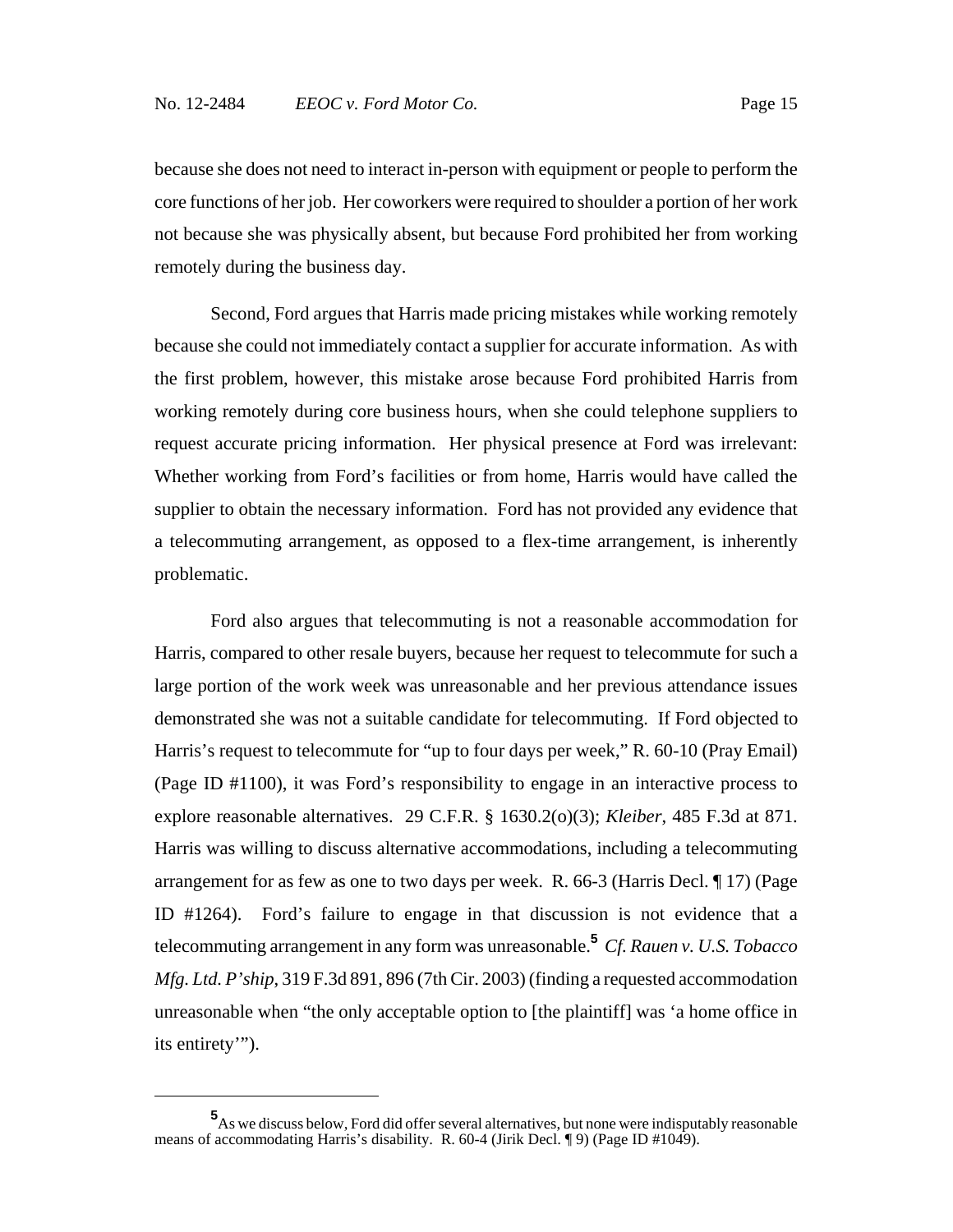because she does not need to interact in-person with equipment or people to perform the core functions of her job. Her coworkers were required to shoulder a portion of her work not because she was physically absent, but because Ford prohibited her from working remotely during the business day.

Second, Ford argues that Harris made pricing mistakes while working remotely because she could not immediately contact a supplier for accurate information. As with the first problem, however, this mistake arose because Ford prohibited Harris from working remotely during core business hours, when she could telephone suppliers to request accurate pricing information. Her physical presence at Ford was irrelevant: Whether working from Ford's facilities or from home, Harris would have called the supplier to obtain the necessary information. Ford has not provided any evidence that a telecommuting arrangement, as opposed to a flex-time arrangement, is inherently problematic.

Ford also argues that telecommuting is not a reasonable accommodation for Harris, compared to other resale buyers, because her request to telecommute for such a large portion of the work week was unreasonable and her previous attendance issues demonstrated she was not a suitable candidate for telecommuting. If Ford objected to Harris's request to telecommute for "up to four days per week," R. 60-10 (Pray Email) (Page ID #1100), it was Ford's responsibility to engage in an interactive process to explore reasonable alternatives. 29 C.F.R. § 1630.2(o)(3); *Kleiber*, 485 F.3d at 871. Harris was willing to discuss alternative accommodations, including a telecommuting arrangement for as few as one to two days per week. R. 66-3 (Harris Decl. ¶ 17) (Page ID #1264). Ford's failure to engage in that discussion is not evidence that a telecommuting arrangement in any form was unreasonable.[5] *Cf. Rauen v. U.S. Tobacco Mfg. Ltd. P'ship*, 319 F.3d 891, 896 (7th Cir. 2003) (finding a requested accommodation unreasonable when "the only acceptable option to [the plaintiff] was 'a home office in its entirety'").

---

[5] As we discuss below, Ford did offer several alternatives, but none were indisputably reasonable means of accommodating Harris's disability. R. 60-4 (Jirik Decl. ¶ 9) (Page ID #1049).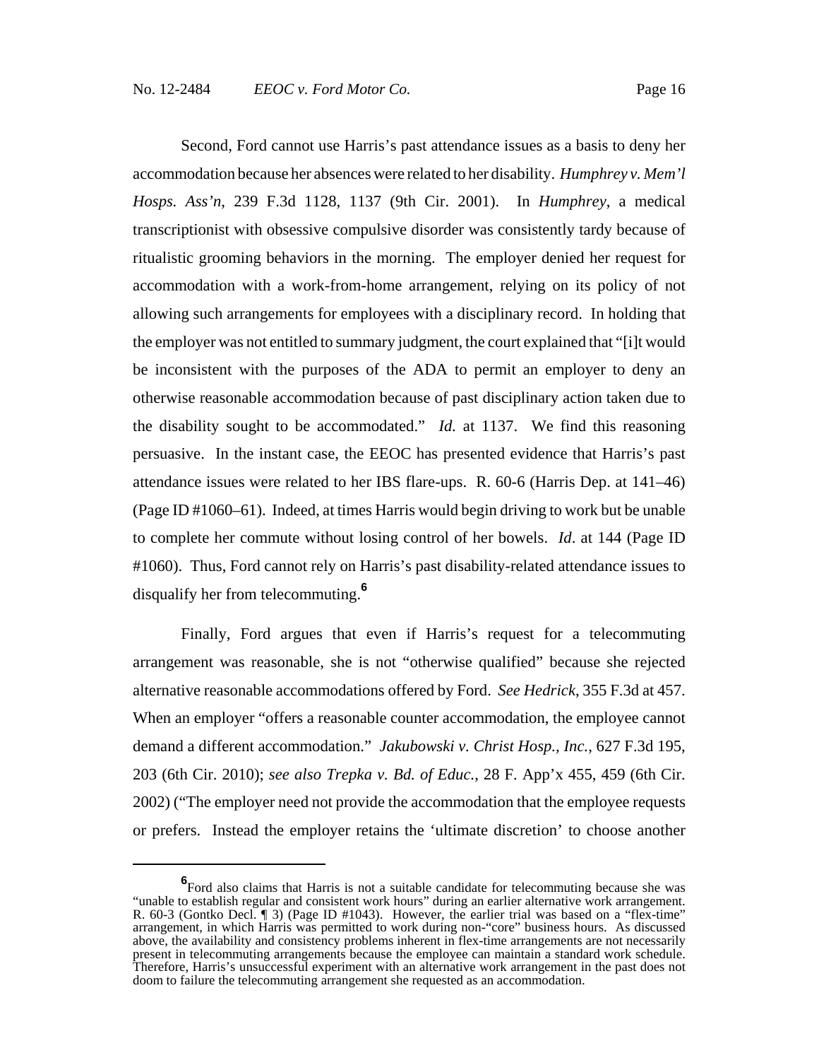Second, Ford cannot use Harris's past attendance issues as a basis to deny her accommodation because her absences were related to her disability. *Humphrey v. Mem'l Hosps. Ass'n*, 239 F.3d 1128, 1137 (9th Cir. 2001). In *Humphrey*, a medical transcriptionist with obsessive compulsive disorder was consistently tardy because of ritualistic grooming behaviors in the morning. The employer denied her request for accommodation with a work-from-home arrangement, relying on its policy of not allowing such arrangements for employees with a disciplinary record. In holding that the employer was not entitled to summary judgment, the court explained that "[i]t would be inconsistent with the purposes of the ADA to permit an employer to deny an otherwise reasonable accommodation because of past disciplinary action taken due to the disability sought to be accommodated." *Id.* at 1137. We find this reasoning persuasive. In the instant case, the EEOC has presented evidence that Harris's past attendance issues were related to her IBS flare-ups. R. 60-6 (Harris Dep. at 141–46) (Page ID #1060–61). Indeed, at times Harris would begin driving to work but be unable to complete her commute without losing control of her bowels. *Id*. at 144 (Page ID #1060). Thus, Ford cannot rely on Harris's past disability-related attendance issues to disqualify her from telecommuting.[6]

Finally, Ford argues that even if Harris's request for a telecommuting arrangement was reasonable, she is not "otherwise qualified" because she rejected alternative reasonable accommodations offered by Ford. *See Hedrick*, 355 F.3d at 457. When an employer "offers a reasonable counter accommodation, the employee cannot demand a different accommodation." *Jakubowski v. Christ Hosp., Inc.*, 627 F.3d 195, 203 (6th Cir. 2010); *see also Trepka v. Bd. of Educ.*, 28 F. App'x 455, 459 (6th Cir. 2002) ("The employer need not provide the accommodation that the employee requests or prefers. Instead the employer retains the 'ultimate discretion' to choose another

---

[6] Ford also claims that Harris is not a suitable candidate for telecommuting because she was "unable to establish regular and consistent work hours" during an earlier alternative work arrangement. R. 60-3 (Gontko Decl. ¶ 3) (Page ID #1043). However, the earlier trial was based on a "flex-time" arrangement, in which Harris was permitted to work during non-"core" business hours. As discussed above, the availability and consistency problems inherent in flex-time arrangements are not necessarily present in telecommuting arrangements because the employee can maintain a standard work schedule. Therefore, Harris's unsuccessful experiment with an alternative work arrangement in the past does not doom to failure the telecommuting arrangement she requested as an accommodation.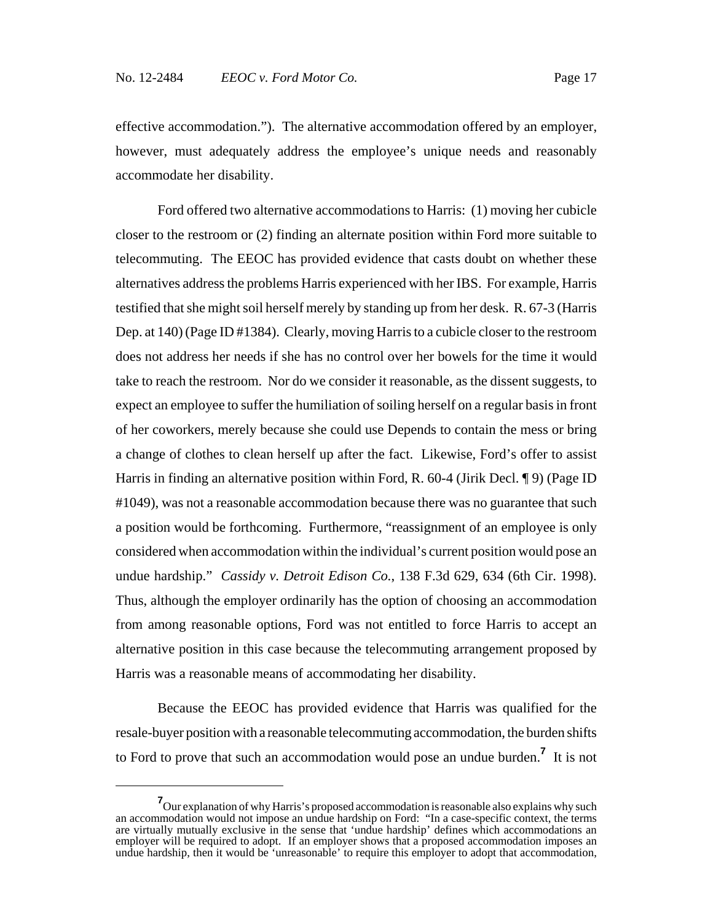effective accommodation."). The alternative accommodation offered by an employer, however, must adequately address the employee's unique needs and reasonably accommodate her disability.

Ford offered two alternative accommodations to Harris: (1) moving her cubicle closer to the restroom or (2) finding an alternate position within Ford more suitable to telecommuting. The EEOC has provided evidence that casts doubt on whether these alternatives address the problems Harris experienced with her IBS. For example, Harris testified that she might soil herself merely by standing up from her desk. R. 67-3 (Harris Dep. at 140) (Page ID #1384). Clearly, moving Harris to a cubicle closer to the restroom does not address her needs if she has no control over her bowels for the time it would take to reach the restroom. Nor do we consider it reasonable, as the dissent suggests, to expect an employee to suffer the humiliation of soiling herself on a regular basis in front of her coworkers, merely because she could use Depends to contain the mess or bring a change of clothes to clean herself up after the fact. Likewise, Ford's offer to assist Harris in finding an alternative position within Ford, R. 60-4 (Jirik Decl. ¶ 9) (Page ID #1049), was not a reasonable accommodation because there was no guarantee that such a position would be forthcoming. Furthermore, "reassignment of an employee is only considered when accommodation within the individual's current position would pose an undue hardship." *Cassidy v. Detroit Edison Co.*, 138 F.3d 629, 634 (6th Cir. 1998). Thus, although the employer ordinarily has the option of choosing an accommodation from among reasonable options, Ford was not entitled to force Harris to accept an alternative position in this case because the telecommuting arrangement proposed by Harris was a reasonable means of accommodating her disability.

Because the EEOC has provided evidence that Harris was qualified for the resale-buyer position with a reasonable telecommuting accommodation, the burden shifts to Ford to prove that such an accommodation would pose an undue burden.[7] It is not

[7] Our explanation of why Harris's proposed accommodation is reasonable also explains why such an accommodation would not impose an undue hardship on Ford: "In a case-specific context, the terms are virtually mutually exclusive in the sense that 'undue hardship' defines which accommodations an employer will be required to adopt. If an employer shows that a proposed accommodation imposes an undue hardship, then it would be 'unreasonable' to require this employer to adopt that accommodation,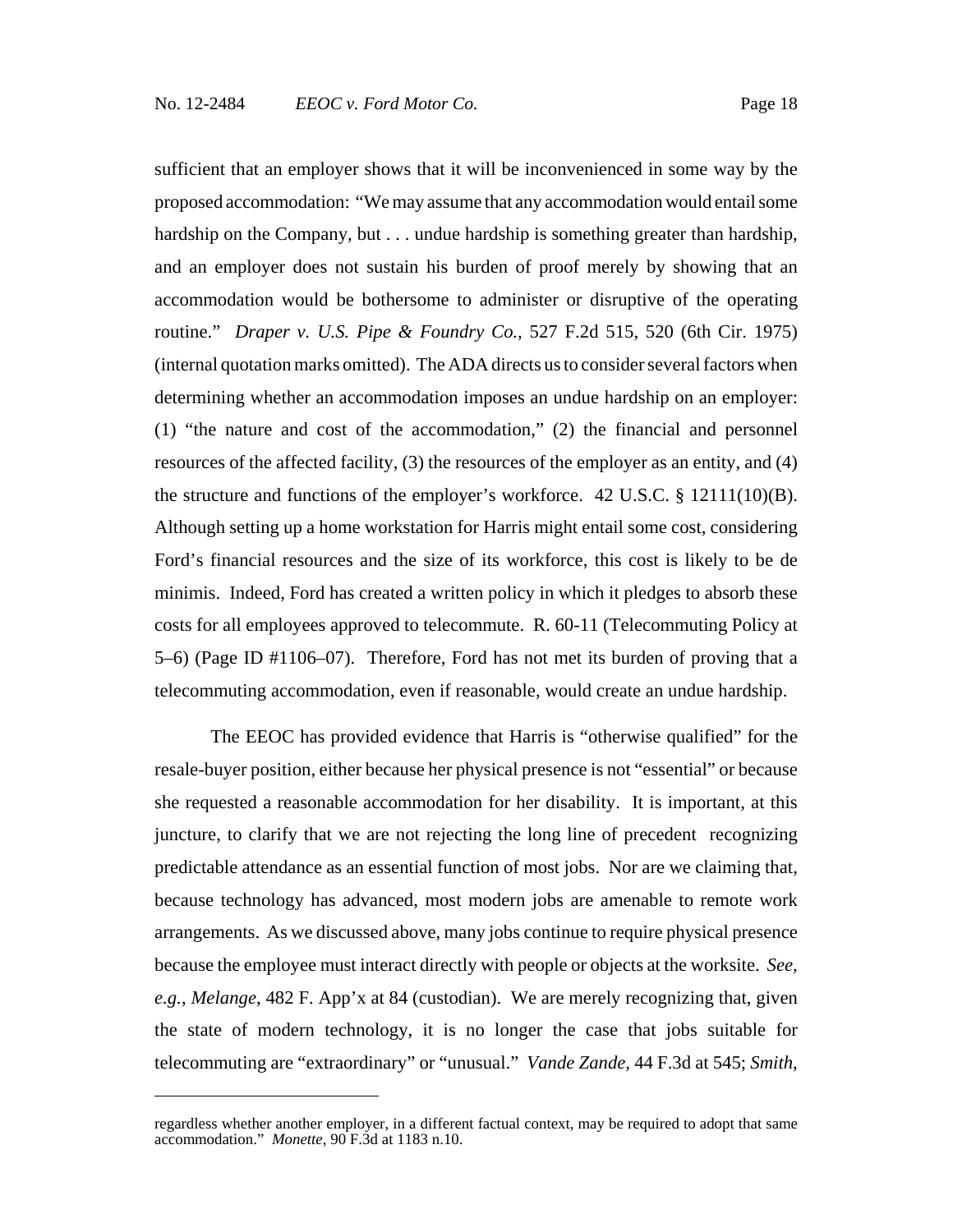sufficient that an employer shows that it will be inconvenienced in some way by the proposed accommodation: "We may assume that any accommodation would entail some hardship on the Company, but . . . undue hardship is something greater than hardship, and an employer does not sustain his burden of proof merely by showing that an accommodation would be bothersome to administer or disruptive of the operating routine." *Draper v. U.S. Pipe & Foundry Co.*, 527 F.2d 515, 520 (6th Cir. 1975) (internal quotation marks omitted). The ADA directs us to consider several factors when determining whether an accommodation imposes an undue hardship on an employer: (1) "the nature and cost of the accommodation," (2) the financial and personnel resources of the affected facility, (3) the resources of the employer as an entity, and (4) the structure and functions of the employer's workforce. 42 U.S.C. § 12111(10)(B). Although setting up a home workstation for Harris might entail some cost, considering Ford's financial resources and the size of its workforce, this cost is likely to be de minimis. Indeed, Ford has created a written policy in which it pledges to absorb these costs for all employees approved to telecommute. R. 60-11 (Telecommuting Policy at 5–6) (Page ID #1106–07). Therefore, Ford has not met its burden of proving that a telecommuting accommodation, even if reasonable, would create an undue hardship.

The EEOC has provided evidence that Harris is "otherwise qualified" for the resale-buyer position, either because her physical presence is not "essential" or because she requested a reasonable accommodation for her disability. It is important, at this juncture, to clarify that we are not rejecting the long line of precedent recognizing predictable attendance as an essential function of most jobs. Nor are we claiming that, because technology has advanced, most modern jobs are amenable to remote work arrangements. As we discussed above, many jobs continue to require physical presence because the employee must interact directly with people or objects at the worksite. *See, e.g.*, *Melange*, 482 F. App'x at 84 (custodian). We are merely recognizing that, given the state of modern technology, it is no longer the case that jobs suitable for telecommuting are "extraordinary" or "unusual." *Vande Zande*, 44 F.3d at 545; *Smith*,

---

regardless whether another employer, in a different factual context, may be required to adopt that same accommodation." *Monette*, 90 F.3d at 1183 n.10.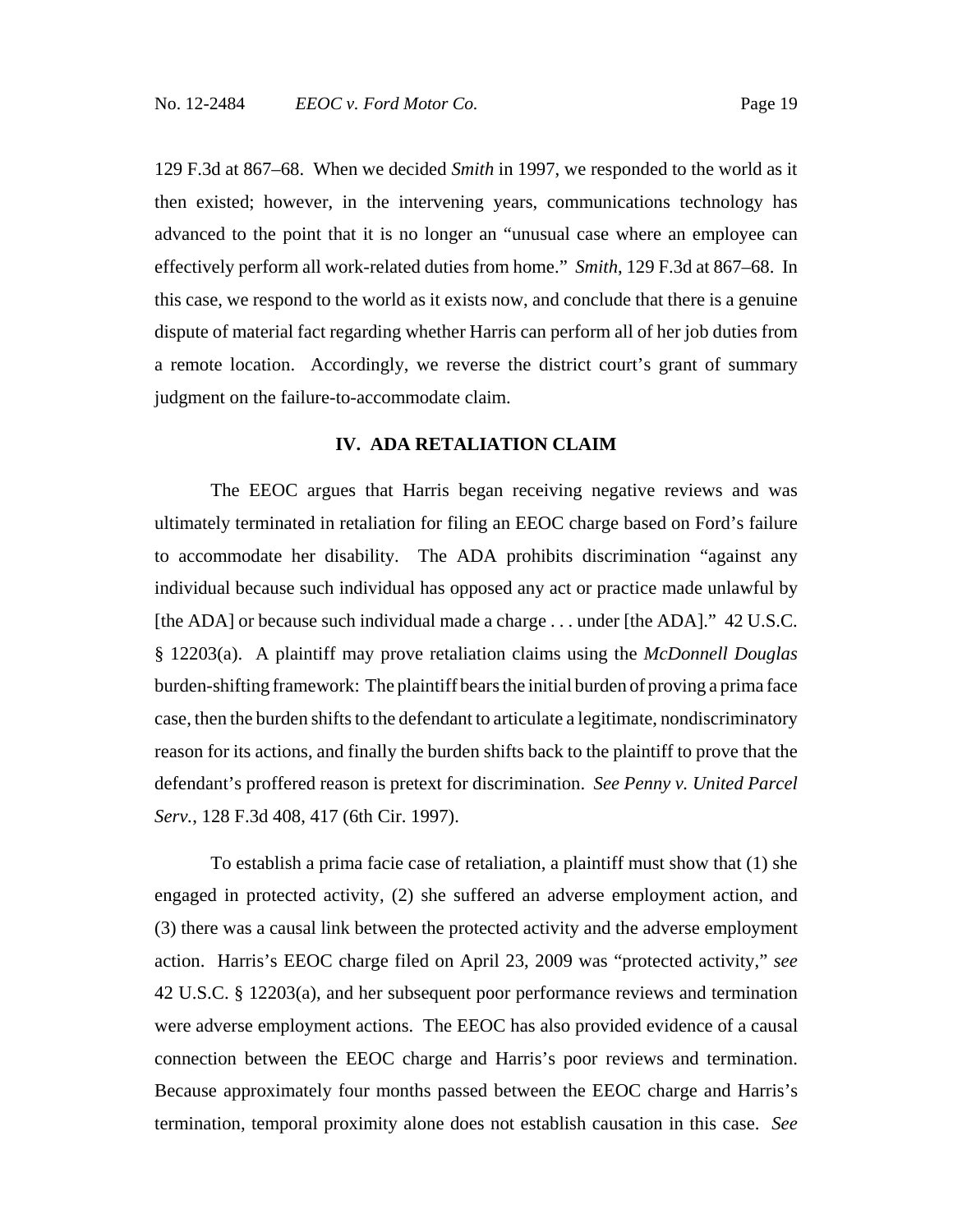129 F.3d at 867–68. When we decided *Smith* in 1997, we responded to the world as it then existed; however, in the intervening years, communications technology has advanced to the point that it is no longer an "unusual case where an employee can effectively perform all work-related duties from home." *Smith*, 129 F.3d at 867–68. In this case, we respond to the world as it exists now, and conclude that there is a genuine dispute of material fact regarding whether Harris can perform all of her job duties from a remote location. Accordingly, we reverse the district court's grant of summary judgment on the failure-to-accommodate claim.

## IV. ADA RETALIATION CLAIM

The EEOC argues that Harris began receiving negative reviews and was ultimately terminated in retaliation for filing an EEOC charge based on Ford's failure to accommodate her disability. The ADA prohibits discrimination "against any individual because such individual has opposed any act or practice made unlawful by [the ADA] or because such individual made a charge . . . under [the ADA]." 42 U.S.C. § 12203(a). A plaintiff may prove retaliation claims using the *McDonnell Douglas* burden-shifting framework: The plaintiff bears the initial burden of proving a prima face case, then the burden shifts to the defendant to articulate a legitimate, nondiscriminatory reason for its actions, and finally the burden shifts back to the plaintiff to prove that the defendant's proffered reason is pretext for discrimination. *See Penny v. United Parcel Serv.*, 128 F.3d 408, 417 (6th Cir. 1997).

To establish a prima facie case of retaliation, a plaintiff must show that (1) she engaged in protected activity, (2) she suffered an adverse employment action, and (3) there was a causal link between the protected activity and the adverse employment action. Harris's EEOC charge filed on April 23, 2009 was "protected activity," *see* 42 U.S.C. § 12203(a), and her subsequent poor performance reviews and termination were adverse employment actions. The EEOC has also provided evidence of a causal connection between the EEOC charge and Harris's poor reviews and termination. Because approximately four months passed between the EEOC charge and Harris's termination, temporal proximity alone does not establish causation in this case. *See*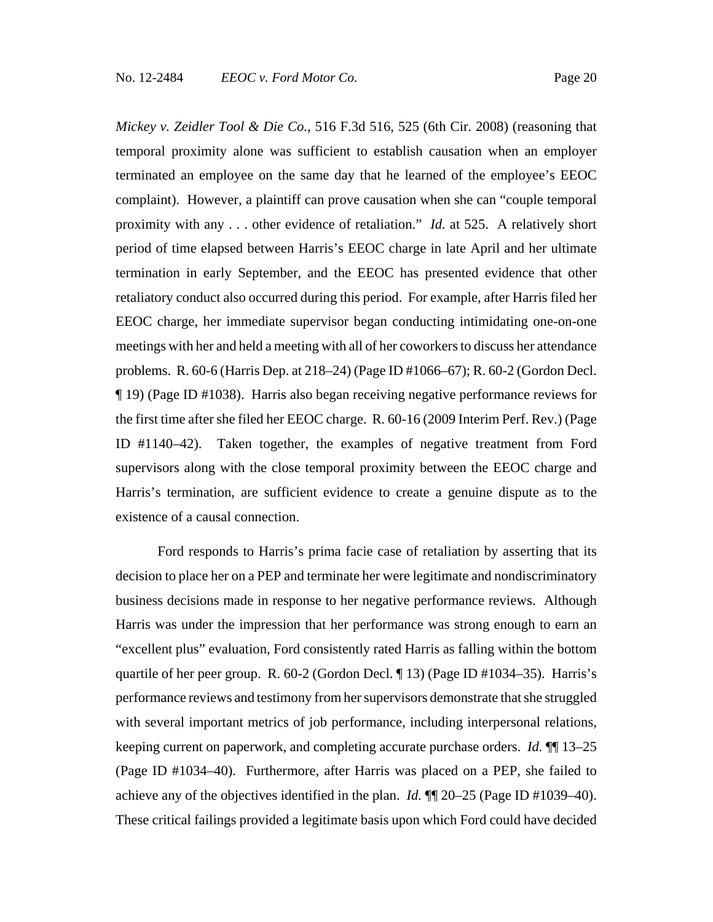*Mickey v. Zeidler Tool & Die Co.*, 516 F.3d 516, 525 (6th Cir. 2008) (reasoning that temporal proximity alone was sufficient to establish causation when an employer terminated an employee on the same day that he learned of the employee's EEOC complaint). However, a plaintiff can prove causation when she can "couple temporal proximity with any . . . other evidence of retaliation." *Id.* at 525. A relatively short period of time elapsed between Harris's EEOC charge in late April and her ultimate termination in early September, and the EEOC has presented evidence that other retaliatory conduct also occurred during this period. For example, after Harris filed her EEOC charge, her immediate supervisor began conducting intimidating one-on-one meetings with her and held a meeting with all of her coworkers to discuss her attendance problems. R. 60-6 (Harris Dep. at 218–24) (Page ID #1066–67); R. 60-2 (Gordon Decl. ¶ 19) (Page ID #1038). Harris also began receiving negative performance reviews for the first time after she filed her EEOC charge. R. 60-16 (2009 Interim Perf. Rev.) (Page ID #1140–42). Taken together, the examples of negative treatment from Ford supervisors along with the close temporal proximity between the EEOC charge and Harris's termination, are sufficient evidence to create a genuine dispute as to the existence of a causal connection.

Ford responds to Harris's prima facie case of retaliation by asserting that its decision to place her on a PEP and terminate her were legitimate and nondiscriminatory business decisions made in response to her negative performance reviews. Although Harris was under the impression that her performance was strong enough to earn an "excellent plus" evaluation, Ford consistently rated Harris as falling within the bottom quartile of her peer group. R. 60-2 (Gordon Decl. ¶ 13) (Page ID #1034–35). Harris's performance reviews and testimony from her supervisors demonstrate that she struggled with several important metrics of job performance, including interpersonal relations, keeping current on paperwork, and completing accurate purchase orders. *Id.* ¶¶ 13–25 (Page ID #1034–40). Furthermore, after Harris was placed on a PEP, she failed to achieve any of the objectives identified in the plan. *Id.* ¶¶ 20–25 (Page ID #1039–40). These critical failings provided a legitimate basis upon which Ford could have decided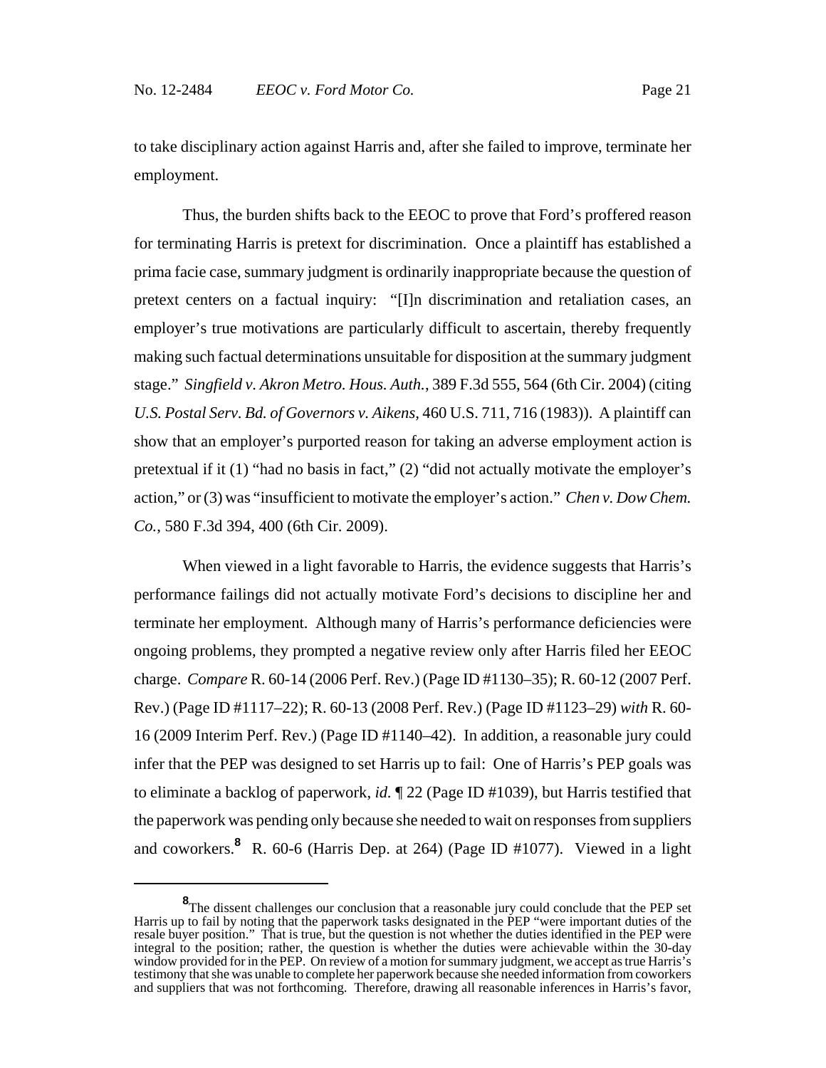to take disciplinary action against Harris and, after she failed to improve, terminate her employment.

Thus, the burden shifts back to the EEOC to prove that Ford's proffered reason for terminating Harris is pretext for discrimination. Once a plaintiff has established a prima facie case, summary judgment is ordinarily inappropriate because the question of pretext centers on a factual inquiry: "[I]n discrimination and retaliation cases, an employer's true motivations are particularly difficult to ascertain, thereby frequently making such factual determinations unsuitable for disposition at the summary judgment stage." *Singfield v. Akron Metro. Hous. Auth.*, 389 F.3d 555, 564 (6th Cir. 2004) (citing *U.S. Postal Serv. Bd. of Governors v. Aikens*, 460 U.S. 711, 716 (1983)). A plaintiff can show that an employer's purported reason for taking an adverse employment action is pretextual if it (1) "had no basis in fact," (2) "did not actually motivate the employer's action," or (3) was "insufficient to motivate the employer's action." *Chen v. Dow Chem. Co.*, 580 F.3d 394, 400 (6th Cir. 2009).

When viewed in a light favorable to Harris, the evidence suggests that Harris's performance failings did not actually motivate Ford's decisions to discipline her and terminate her employment. Although many of Harris's performance deficiencies were ongoing problems, they prompted a negative review only after Harris filed her EEOC charge. *Compare* R. 60-14 (2006 Perf. Rev.) (Page ID #1130–35); R. 60-12 (2007 Perf. Rev.) (Page ID #1117–22); R. 60-13 (2008 Perf. Rev.) (Page ID #1123–29) *with* R. 60-16 (2009 Interim Perf. Rev.) (Page ID #1140–42). In addition, a reasonable jury could infer that the PEP was designed to set Harris up to fail: One of Harris's PEP goals was to eliminate a backlog of paperwork, *id.* ¶ 22 (Page ID #1039), but Harris testified that the paperwork was pending only because she needed to wait on responses from suppliers and coworkers.[8] R. 60-6 (Harris Dep. at 264) (Page ID #1077). Viewed in a light

[8] The dissent challenges our conclusion that a reasonable jury could conclude that the PEP set Harris up to fail by noting that the paperwork tasks designated in the PEP "were important duties of the resale buyer position." That is true, but the question is not whether the duties identified in the PEP were integral to the position; rather, the question is whether the duties were achievable within the 30-day window provided for in the PEP. On review of a motion for summary judgment, we accept as true Harris's testimony that she was unable to complete her paperwork because she needed information from coworkers and suppliers that was not forthcoming. Therefore, drawing all reasonable inferences in Harris's favor,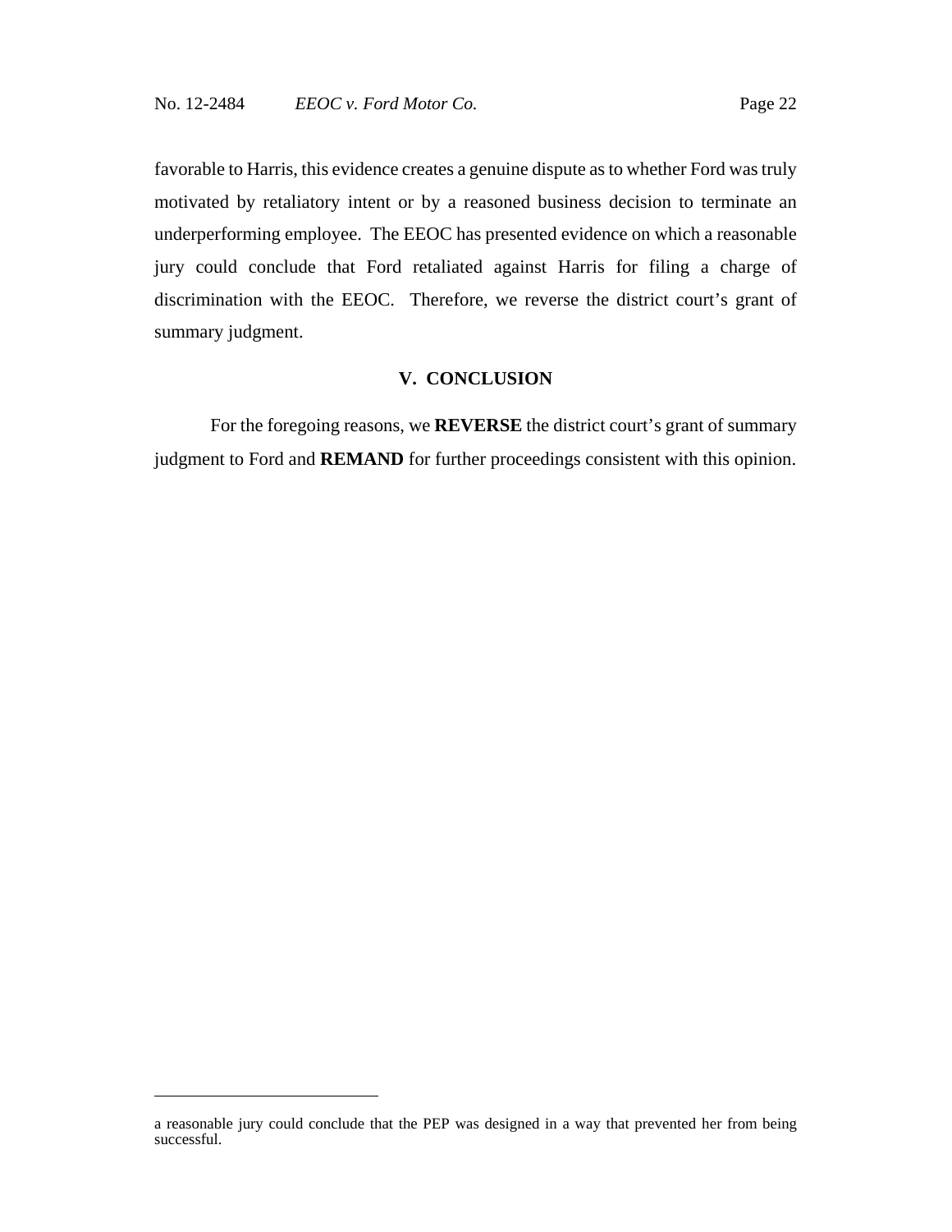favorable to Harris, this evidence creates a genuine dispute as to whether Ford was truly motivated by retaliatory intent or by a reasoned business decision to terminate an underperforming employee. The EEOC has presented evidence on which a reasonable jury could conclude that Ford retaliated against Harris for filing a charge of discrimination with the EEOC. Therefore, we reverse the district court's grant of summary judgment.

## V. CONCLUSION

For the foregoing reasons, we **REVERSE** the district court's grant of summary judgment to Ford and **REMAND** for further proceedings consistent with this opinion.

---

a reasonable jury could conclude that the PEP was designed in a way that prevented her from being successful.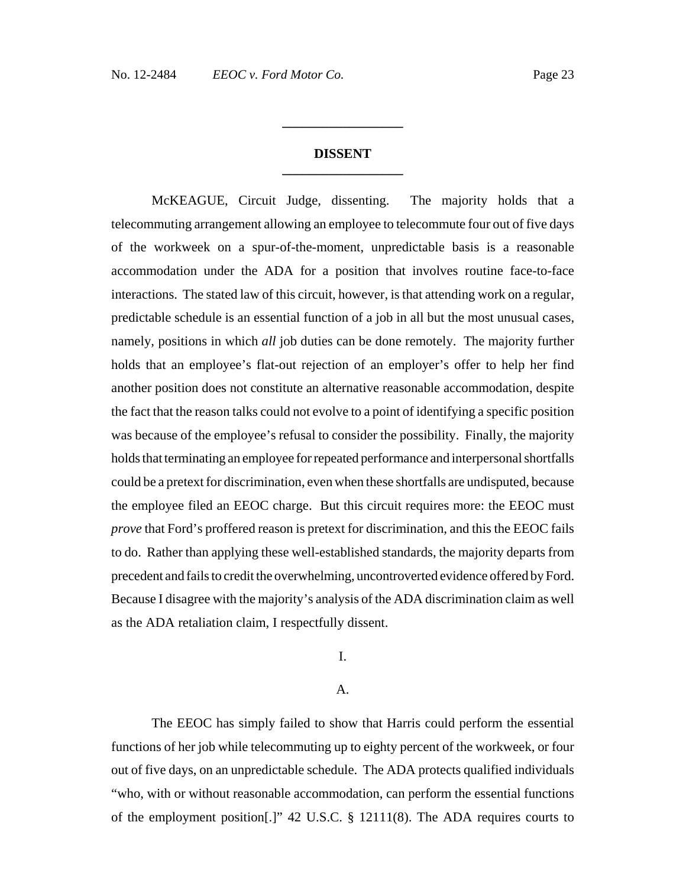## DISSENT

McKEAGUE, Circuit Judge, dissenting. The majority holds that a telecommuting arrangement allowing an employee to telecommute four out of five days of the workweek on a spur-of-the-moment, unpredictable basis is a reasonable accommodation under the ADA for a position that involves routine face-to-face interactions. The stated law of this circuit, however, is that attending work on a regular, predictable schedule is an essential function of a job in all but the most unusual cases, namely, positions in which *all* job duties can be done remotely. The majority further holds that an employee's flat-out rejection of an employer's offer to help her find another position does not constitute an alternative reasonable accommodation, despite the fact that the reason talks could not evolve to a point of identifying a specific position was because of the employee's refusal to consider the possibility. Finally, the majority holds that terminating an employee for repeated performance and interpersonal shortfalls could be a pretext for discrimination, even when these shortfalls are undisputed, because the employee filed an EEOC charge. But this circuit requires more: the EEOC must *prove* that Ford's proffered reason is pretext for discrimination, and this the EEOC fails to do. Rather than applying these well-established standards, the majority departs from precedent and fails to credit the overwhelming, uncontroverted evidence offered by Ford. Because I disagree with the majority's analysis of the ADA discrimination claim as well as the ADA retaliation claim, I respectfully dissent.

### I.

#### A.

The EEOC has simply failed to show that Harris could perform the essential functions of her job while telecommuting up to eighty percent of the workweek, or four out of five days, on an unpredictable schedule. The ADA protects qualified individuals "who, with or without reasonable accommodation, can perform the essential functions of the employment position[.]" 42 U.S.C. § 12111(8). The ADA requires courts to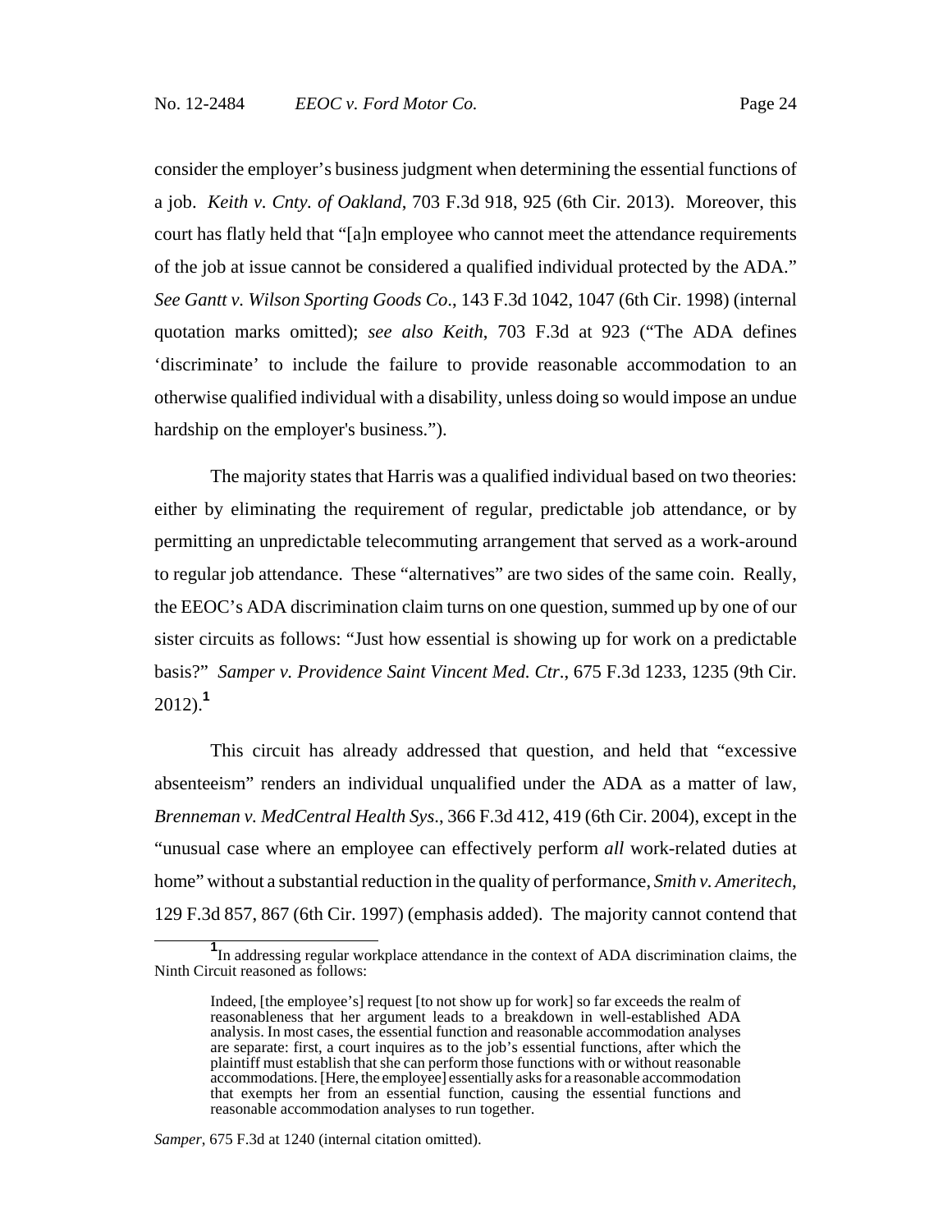consider the employer's business judgment when determining the essential functions of a job. *Keith v. Cnty. of Oakland*, 703 F.3d 918, 925 (6th Cir. 2013). Moreover, this court has flatly held that "[a]n employee who cannot meet the attendance requirements of the job at issue cannot be considered a qualified individual protected by the ADA." *See Gantt v. Wilson Sporting Goods Co*., 143 F.3d 1042, 1047 (6th Cir. 1998) (internal quotation marks omitted); *see also Keith*, 703 F.3d at 923 ("The ADA defines 'discriminate' to include the failure to provide reasonable accommodation to an otherwise qualified individual with a disability, unless doing so would impose an undue hardship on the employer's business.").

The majority states that Harris was a qualified individual based on two theories: either by eliminating the requirement of regular, predictable job attendance, or by permitting an unpredictable telecommuting arrangement that served as a work-around to regular job attendance. These "alternatives" are two sides of the same coin. Really, the EEOC's ADA discrimination claim turns on one question, summed up by one of our sister circuits as follows: "Just how essential is showing up for work on a predictable basis?" *Samper v. Providence Saint Vincent Med. Ctr*., 675 F.3d 1233, 1235 (9th Cir. 2012).[1]

This circuit has already addressed that question, and held that "excessive absenteeism" renders an individual unqualified under the ADA as a matter of law, *Brenneman v. MedCentral Health Sys*., 366 F.3d 412, 419 (6th Cir. 2004), except in the "unusual case where an employee can effectively perform *all* work-related duties at home" without a substantial reduction in the quality of performance, *Smith v. Ameritech*, 129 F.3d 857, 867 (6th Cir. 1997) (emphasis added). The majority cannot contend that

---

[1] In addressing regular workplace attendance in the context of ADA discrimination claims, the Ninth Circuit reasoned as follows:

> Indeed, [the employee's] request [to not show up for work] so far exceeds the realm of reasonableness that her argument leads to a breakdown in well-established ADA analysis. In most cases, the essential function and reasonable accommodation analyses are separate: first, a court inquires as to the job's essential functions, after which the plaintiff must establish that she can perform those functions with or without reasonable accommodations. [Here, the employee] essentially asks for a reasonable accommodation that exempts her from an essential function, causing the essential functions and reasonable accommodation analyses to run together.

*Samper*, 675 F.3d at 1240 (internal citation omitted).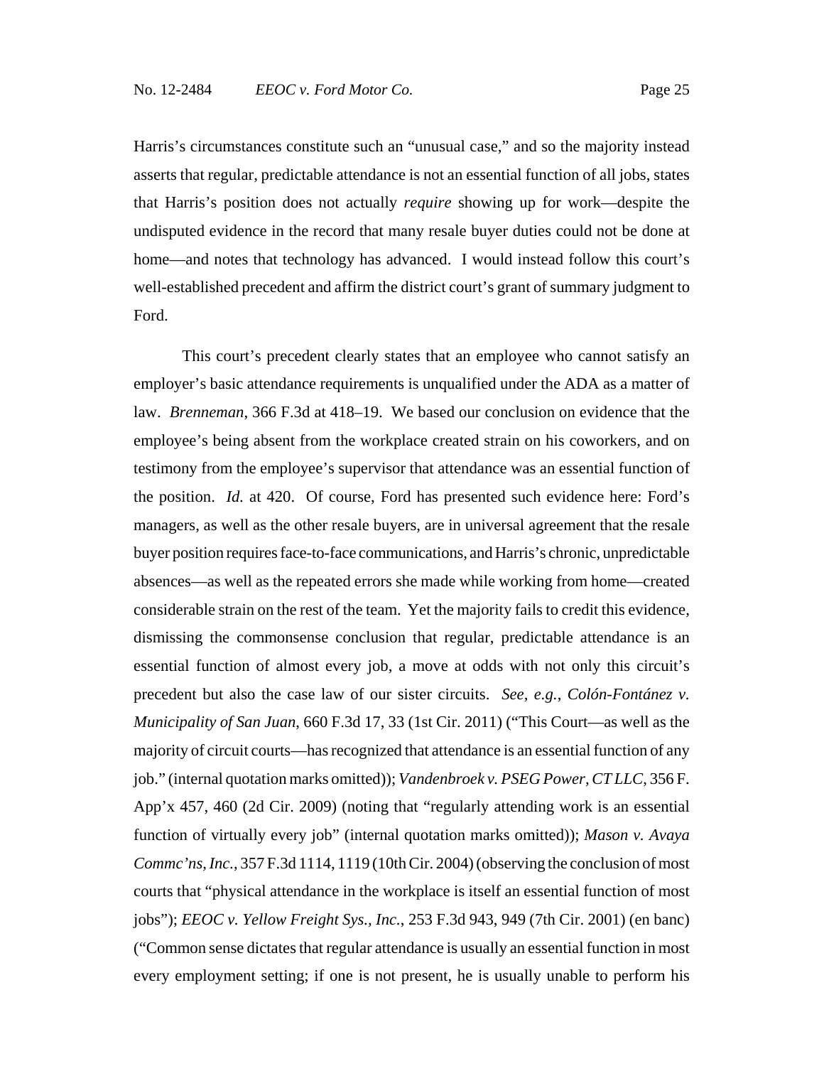Harris's circumstances constitute such an "unusual case," and so the majority instead asserts that regular, predictable attendance is not an essential function of all jobs, states that Harris's position does not actually *require* showing up for work—despite the undisputed evidence in the record that many resale buyer duties could not be done at home—and notes that technology has advanced. I would instead follow this court's well-established precedent and affirm the district court's grant of summary judgment to Ford.

This court's precedent clearly states that an employee who cannot satisfy an employer's basic attendance requirements is unqualified under the ADA as a matter of law. *Brenneman*, 366 F.3d at 418–19. We based our conclusion on evidence that the employee's being absent from the workplace created strain on his coworkers, and on testimony from the employee's supervisor that attendance was an essential function of the position. *Id.* at 420. Of course, Ford has presented such evidence here: Ford's managers, as well as the other resale buyers, are in universal agreement that the resale buyer position requires face-to-face communications, and Harris's chronic, unpredictable absences—as well as the repeated errors she made while working from home—created considerable strain on the rest of the team. Yet the majority fails to credit this evidence, dismissing the commonsense conclusion that regular, predictable attendance is an essential function of almost every job, a move at odds with not only this circuit's precedent but also the case law of our sister circuits. *See, e.g.*, *Colón-Fontánez v. Municipality of San Juan*, 660 F.3d 17, 33 (1st Cir. 2011) ("This Court—as well as the majority of circuit courts—has recognized that attendance is an essential function of any job." (internal quotation marks omitted)); *Vandenbroek v. PSEG Power, CT LLC*, 356 F. App'x 457, 460 (2d Cir. 2009) (noting that "regularly attending work is an essential function of virtually every job" (internal quotation marks omitted)); *Mason v. Avaya Commc'ns, Inc.*, 357 F.3d 1114, 1119 (10th Cir. 2004) (observing the conclusion of most courts that "physical attendance in the workplace is itself an essential function of most jobs"); *EEOC v. Yellow Freight Sys., Inc.*, 253 F.3d 943, 949 (7th Cir. 2001) (en banc) ("Common sense dictates that regular attendance is usually an essential function in most every employment setting; if one is not present, he is usually unable to perform his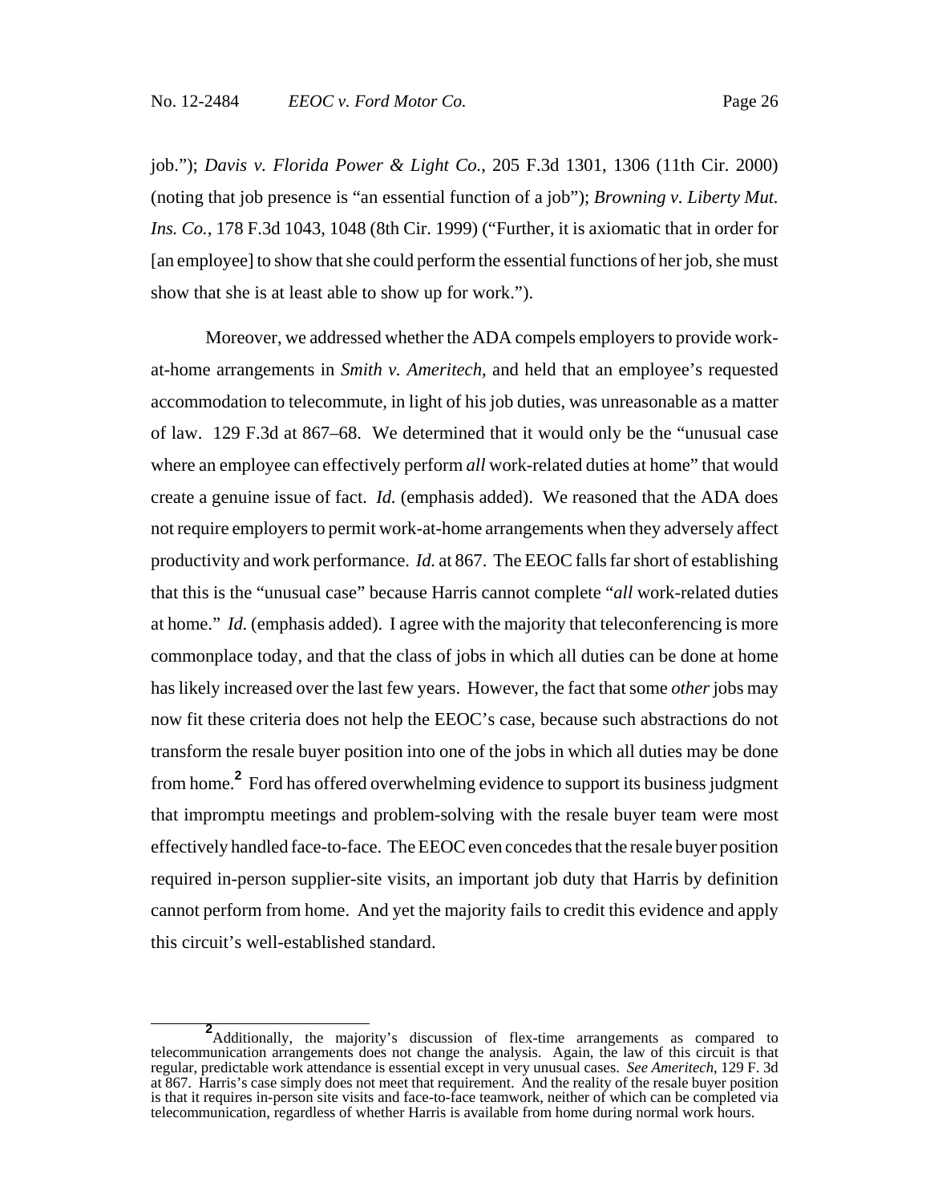job."); *Davis v. Florida Power & Light Co.*, 205 F.3d 1301, 1306 (11th Cir. 2000) (noting that job presence is "an essential function of a job"); *Browning v. Liberty Mut. Ins. Co.*, 178 F.3d 1043, 1048 (8th Cir. 1999) ("Further, it is axiomatic that in order for [an employee] to show that she could perform the essential functions of her job, she must show that she is at least able to show up for work.").

Moreover, we addressed whether the ADA compels employers to provide work-at-home arrangements in *Smith v. Ameritech*, and held that an employee's requested accommodation to telecommute, in light of his job duties, was unreasonable as a matter of law. 129 F.3d at 867–68. We determined that it would only be the "unusual case where an employee can effectively perform *all* work-related duties at home" that would create a genuine issue of fact. *Id.* (emphasis added). We reasoned that the ADA does not require employers to permit work-at-home arrangements when they adversely affect productivity and work performance. *Id.* at 867. The EEOC falls far short of establishing that this is the "unusual case" because Harris cannot complete "*all* work-related duties at home." *Id.* (emphasis added). I agree with the majority that teleconferencing is more commonplace today, and that the class of jobs in which all duties can be done at home has likely increased over the last few years. However, the fact that some *other* jobs may now fit these criteria does not help the EEOC's case, because such abstractions do not transform the resale buyer position into one of the jobs in which all duties may be done from home.[2] Ford has offered overwhelming evidence to support its business judgment that impromptu meetings and problem-solving with the resale buyer team were most effectively handled face-to-face. The EEOC even concedes that the resale buyer position required in-person supplier-site visits, an important job duty that Harris by definition cannot perform from home. And yet the majority fails to credit this evidence and apply this circuit's well-established standard.

---

[2] Additionally, the majority's discussion of flex-time arrangements as compared to telecommunication arrangements does not change the analysis. Again, the law of this circuit is that regular, predictable work attendance is essential except in very unusual cases. *See Ameritech*, 129 F. 3d at 867. Harris's case simply does not meet that requirement. And the reality of the resale buyer position is that it requires in-person site visits and face-to-face teamwork, neither of which can be completed via telecommunication, regardless of whether Harris is available from home during normal work hours.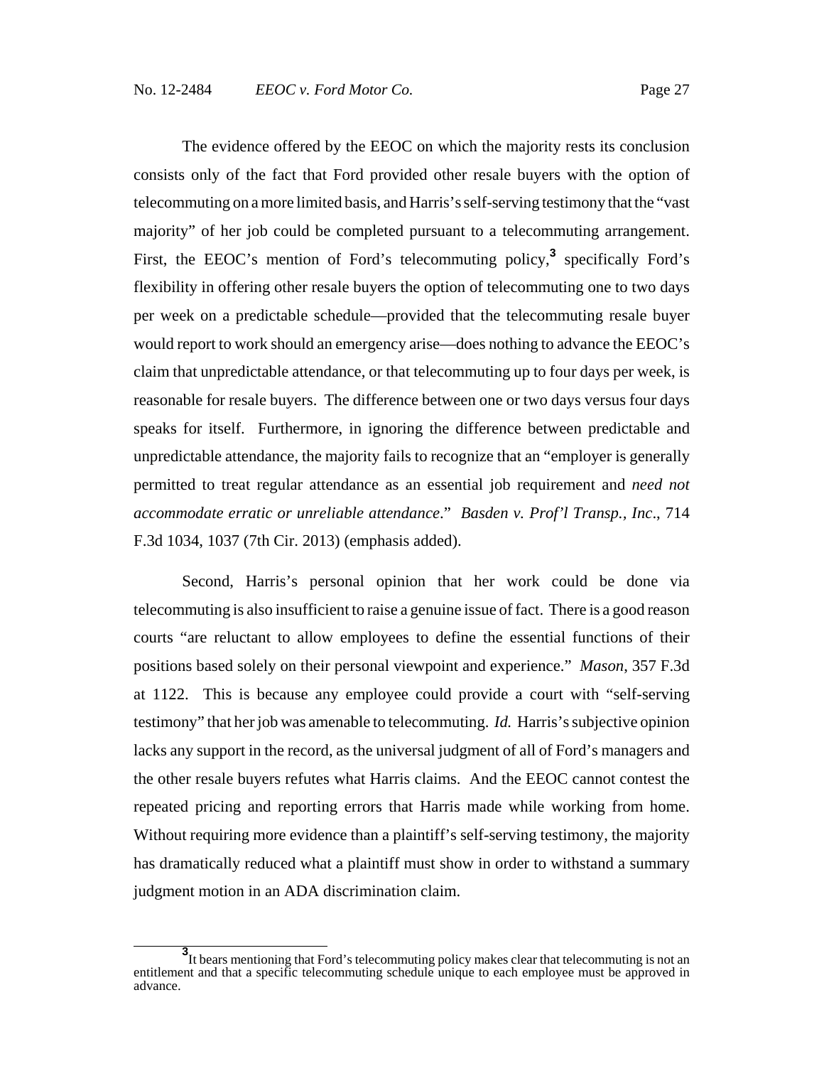The evidence offered by the EEOC on which the majority rests its conclusion consists only of the fact that Ford provided other resale buyers with the option of telecommuting on a more limited basis, and Harris's self-serving testimony that the "vast majority" of her job could be completed pursuant to a telecommuting arrangement. First, the EEOC's mention of Ford's telecommuting policy,[3] specifically Ford's flexibility in offering other resale buyers the option of telecommuting one to two days per week on a predictable schedule—provided that the telecommuting resale buyer would report to work should an emergency arise—does nothing to advance the EEOC's claim that unpredictable attendance, or that telecommuting up to four days per week, is reasonable for resale buyers. The difference between one or two days versus four days speaks for itself. Furthermore, in ignoring the difference between predictable and unpredictable attendance, the majority fails to recognize that an "employer is generally permitted to treat regular attendance as an essential job requirement and *need not accommodate erratic or unreliable attendance*." *Basden v. Prof'l Transp., Inc*., 714 F.3d 1034, 1037 (7th Cir. 2013) (emphasis added).

Second, Harris's personal opinion that her work could be done via telecommuting is also insufficient to raise a genuine issue of fact. There is a good reason courts "are reluctant to allow employees to define the essential functions of their positions based solely on their personal viewpoint and experience." *Mason*, 357 F.3d at 1122. This is because any employee could provide a court with "self-serving testimony" that her job was amenable to telecommuting. *Id.* Harris's subjective opinion lacks any support in the record, as the universal judgment of all of Ford's managers and the other resale buyers refutes what Harris claims. And the EEOC cannot contest the repeated pricing and reporting errors that Harris made while working from home. Without requiring more evidence than a plaintiff's self-serving testimony, the majority has dramatically reduced what a plaintiff must show in order to withstand a summary judgment motion in an ADA discrimination claim.

---

[3] It bears mentioning that Ford's telecommuting policy makes clear that telecommuting is not an entitlement and that a specific telecommuting schedule unique to each employee must be approved in advance.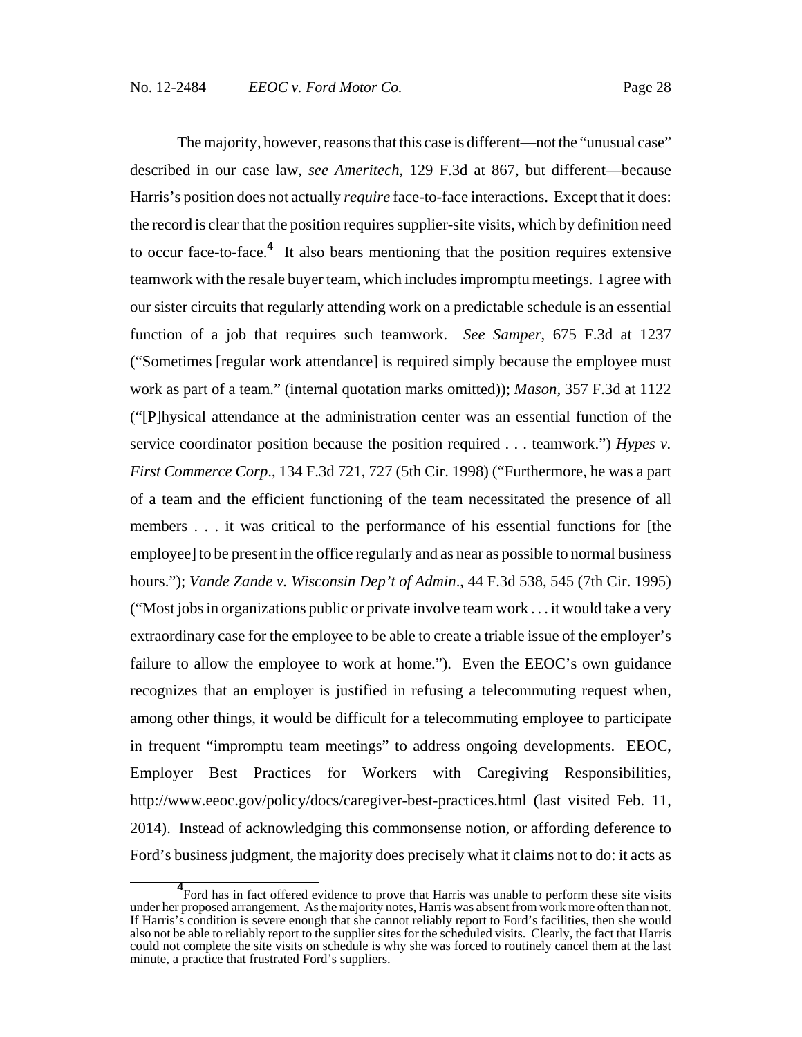The majority, however, reasons that this case is different—not the "unusual case" described in our case law, *see Ameritech*, 129 F.3d at 867, but different—because Harris's position does not actually *require* face-to-face interactions. Except that it does: the record is clear that the position requires supplier-site visits, which by definition need to occur face-to-face.[4] It also bears mentioning that the position requires extensive teamwork with the resale buyer team, which includes impromptu meetings. I agree with our sister circuits that regularly attending work on a predictable schedule is an essential function of a job that requires such teamwork. *See Samper*, 675 F.3d at 1237 ("Sometimes [regular work attendance] is required simply because the employee must work as part of a team." (internal quotation marks omitted)); *Mason*, 357 F.3d at 1122 ("[P]hysical attendance at the administration center was an essential function of the service coordinator position because the position required . . . teamwork.") *Hypes v. First Commerce Corp*., 134 F.3d 721, 727 (5th Cir. 1998) ("Furthermore, he was a part of a team and the efficient functioning of the team necessitated the presence of all members . . . it was critical to the performance of his essential functions for [the employee] to be present in the office regularly and as near as possible to normal business hours."); *Vande Zande v. Wisconsin Dep't of Admin*., 44 F.3d 538, 545 (7th Cir. 1995) ("Most jobs in organizations public or private involve team work . . . it would take a very extraordinary case for the employee to be able to create a triable issue of the employer's failure to allow the employee to work at home."). Even the EEOC's own guidance recognizes that an employer is justified in refusing a telecommuting request when, among other things, it would be difficult for a telecommuting employee to participate in frequent "impromptu team meetings" to address ongoing developments. EEOC, Employer Best Practices for Workers with Caregiving Responsibilities, http://www.eeoc.gov/policy/docs/caregiver-best-practices.html (last visited Feb. 11, 2014). Instead of acknowledging this commonsense notion, or affording deference to Ford's business judgment, the majority does precisely what it claims not to do: it acts as

---

[4] Ford has in fact offered evidence to prove that Harris was unable to perform these site visits under her proposed arrangement. As the majority notes, Harris was absent from work more often than not. If Harris's condition is severe enough that she cannot reliably report to Ford's facilities, then she would also not be able to reliably report to the supplier sites for the scheduled visits. Clearly, the fact that Harris could not complete the site visits on schedule is why she was forced to routinely cancel them at the last minute, a practice that frustrated Ford's suppliers.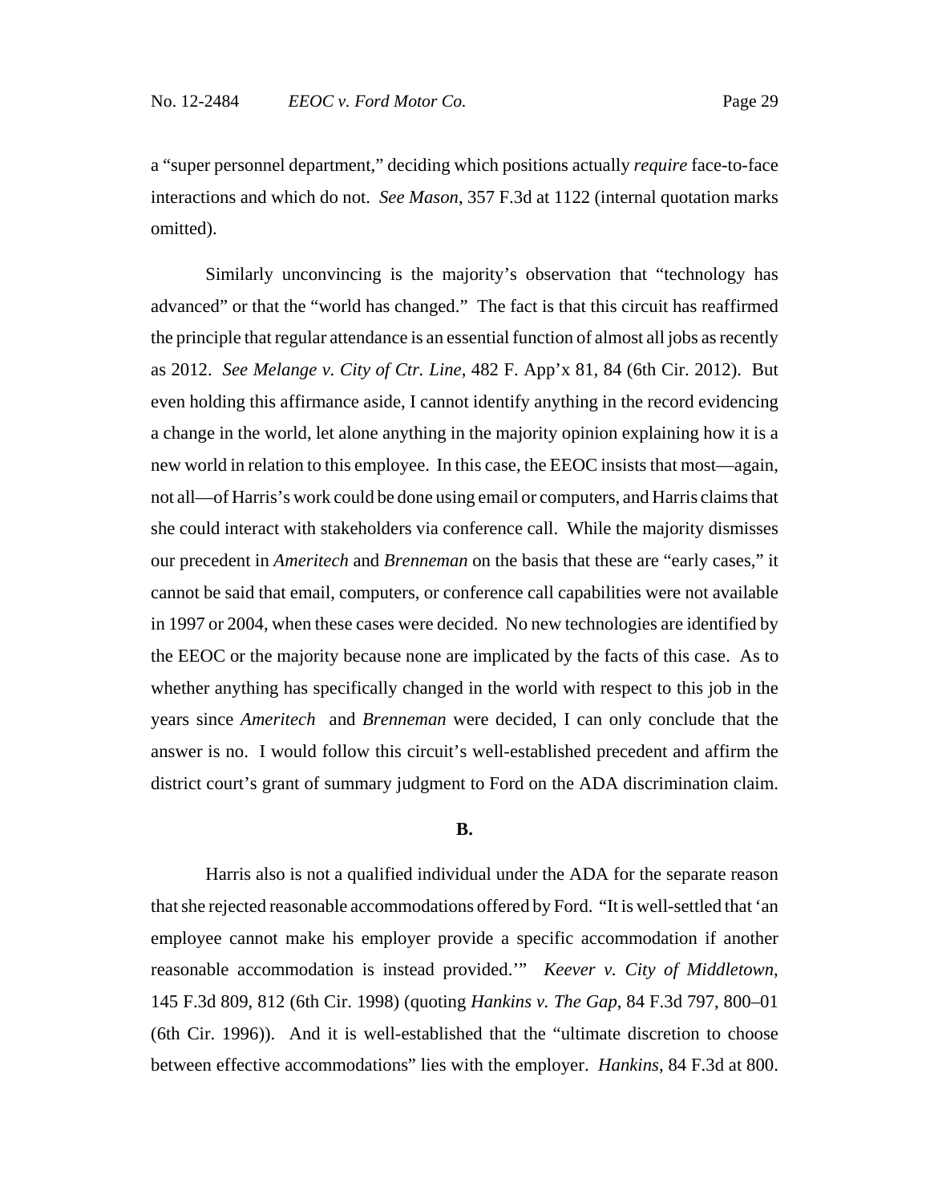a "super personnel department," deciding which positions actually *require* face-to-face interactions and which do not. *See Mason*, 357 F.3d at 1122 (internal quotation marks omitted).

Similarly unconvincing is the majority's observation that "technology has advanced" or that the "world has changed." The fact is that this circuit has reaffirmed the principle that regular attendance is an essential function of almost all jobs as recently as 2012. *See Melange v. City of Ctr. Line*, 482 F. App'x 81, 84 (6th Cir. 2012). But even holding this affirmance aside, I cannot identify anything in the record evidencing a change in the world, let alone anything in the majority opinion explaining how it is a new world in relation to this employee. In this case, the EEOC insists that most—again, not all—of Harris's work could be done using email or computers, and Harris claims that she could interact with stakeholders via conference call. While the majority dismisses our precedent in *Ameritech* and *Brenneman* on the basis that these are "early cases," it cannot be said that email, computers, or conference call capabilities were not available in 1997 or 2004, when these cases were decided. No new technologies are identified by the EEOC or the majority because none are implicated by the facts of this case. As to whether anything has specifically changed in the world with respect to this job in the years since *Ameritech* and *Brenneman* were decided, I can only conclude that the answer is no. I would follow this circuit's well-established precedent and affirm the district court's grant of summary judgment to Ford on the ADA discrimination claim.

**B.**

Harris also is not a qualified individual under the ADA for the separate reason that she rejected reasonable accommodations offered by Ford. "It is well-settled that 'an employee cannot make his employer provide a specific accommodation if another reasonable accommodation is instead provided.'" *Keever v. City of Middletown*, 145 F.3d 809, 812 (6th Cir. 1998) (quoting *Hankins v. The Gap*, 84 F.3d 797, 800–01 (6th Cir. 1996)). And it is well-established that the "ultimate discretion to choose between effective accommodations" lies with the employer. *Hankins*, 84 F.3d at 800.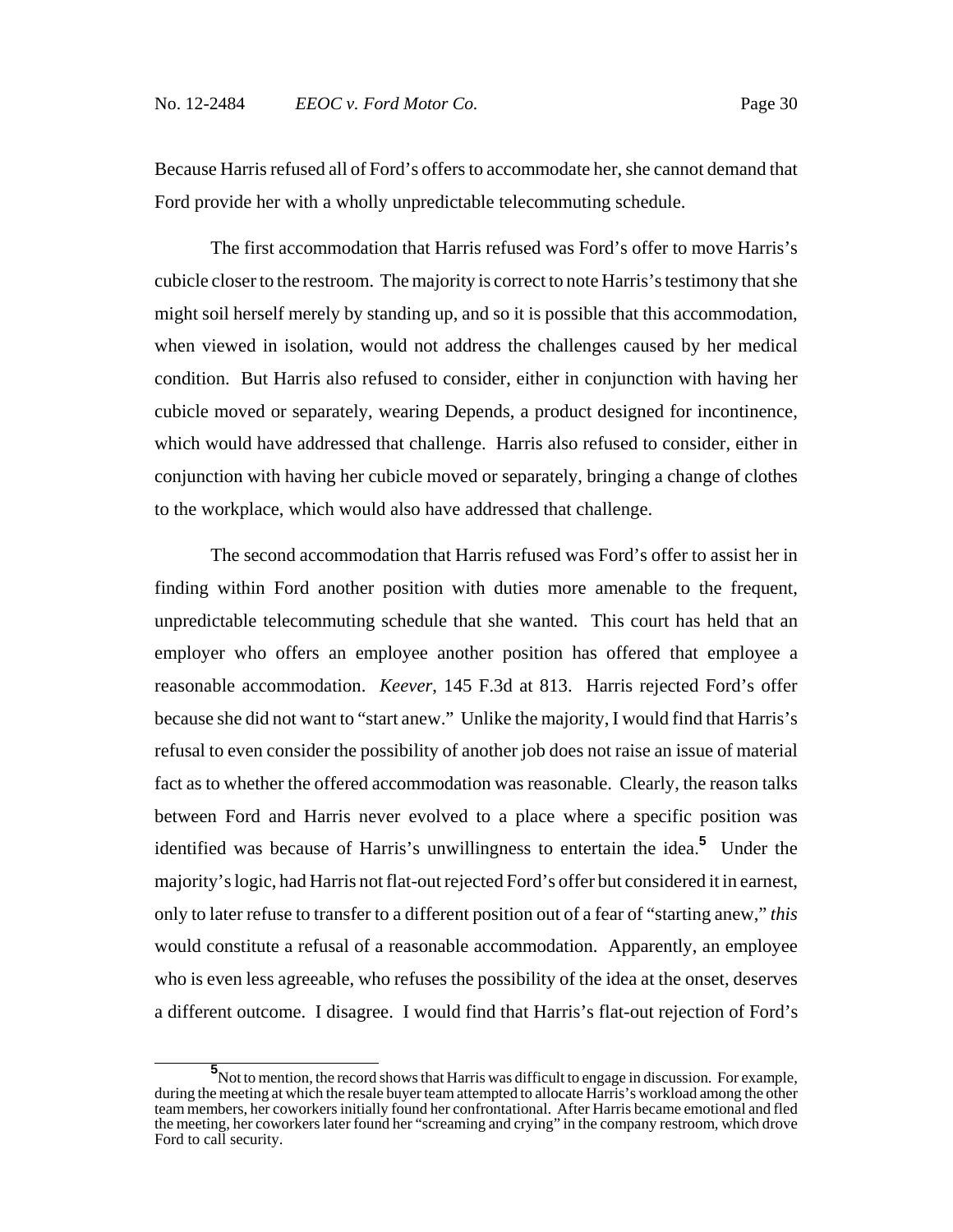Because Harris refused all of Ford's offers to accommodate her, she cannot demand that Ford provide her with a wholly unpredictable telecommuting schedule.

The first accommodation that Harris refused was Ford's offer to move Harris's cubicle closer to the restroom. The majority is correct to note Harris's testimony that she might soil herself merely by standing up, and so it is possible that this accommodation, when viewed in isolation, would not address the challenges caused by her medical condition. But Harris also refused to consider, either in conjunction with having her cubicle moved or separately, wearing Depends, a product designed for incontinence, which would have addressed that challenge. Harris also refused to consider, either in conjunction with having her cubicle moved or separately, bringing a change of clothes to the workplace, which would also have addressed that challenge.

The second accommodation that Harris refused was Ford's offer to assist her in finding within Ford another position with duties more amenable to the frequent, unpredictable telecommuting schedule that she wanted. This court has held that an employer who offers an employee another position has offered that employee a reasonable accommodation. *Keever*, 145 F.3d at 813. Harris rejected Ford's offer because she did not want to "start anew." Unlike the majority, I would find that Harris's refusal to even consider the possibility of another job does not raise an issue of material fact as to whether the offered accommodation was reasonable. Clearly, the reason talks between Ford and Harris never evolved to a place where a specific position was identified was because of Harris's unwillingness to entertain the idea.[5] Under the majority's logic, had Harris not flat-out rejected Ford's offer but considered it in earnest, only to later refuse to transfer to a different position out of a fear of "starting anew," *this* would constitute a refusal of a reasonable accommodation. Apparently, an employee who is even less agreeable, who refuses the possibility of the idea at the onset, deserves a different outcome. I disagree. I would find that Harris's flat-out rejection of Ford's

[5] Not to mention, the record shows that Harris was difficult to engage in discussion. For example, during the meeting at which the resale buyer team attempted to allocate Harris's workload among the other team members, her coworkers initially found her confrontational. After Harris became emotional and fled the meeting, her coworkers later found her "screaming and crying" in the company restroom, which drove Ford to call security.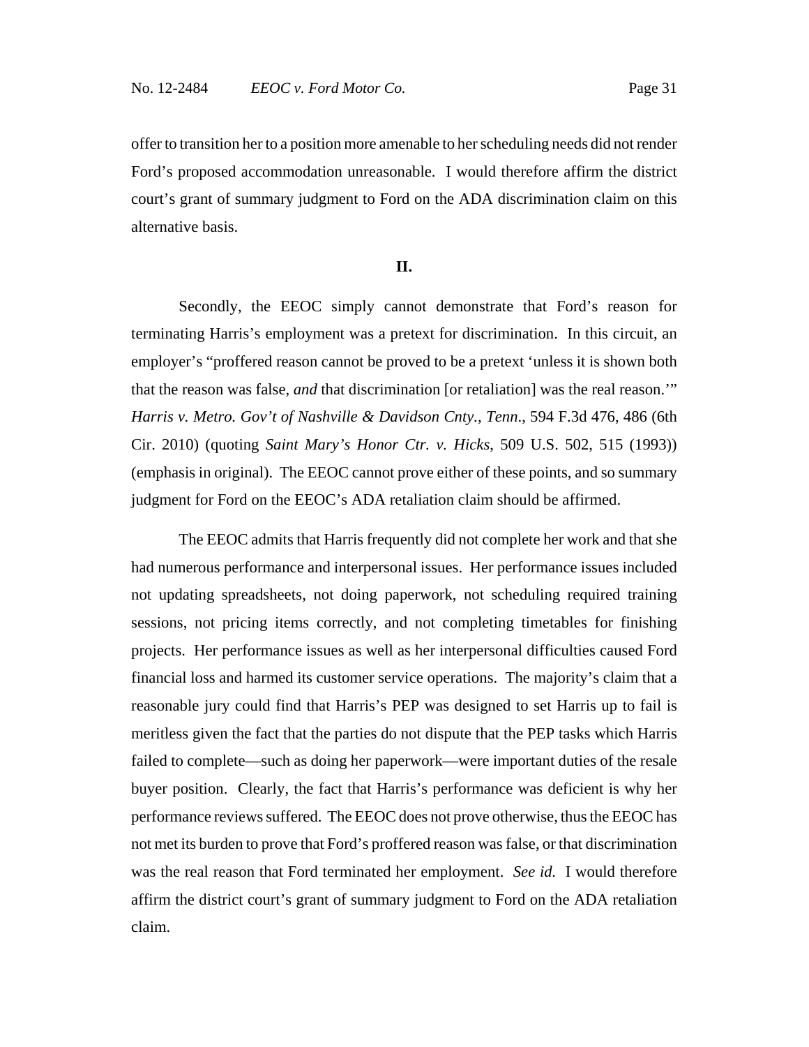offer to transition her to a position more amenable to her scheduling needs did not render Ford's proposed accommodation unreasonable. I would therefore affirm the district court's grant of summary judgment to Ford on the ADA discrimination claim on this alternative basis.

## II.

Secondly, the EEOC simply cannot demonstrate that Ford's reason for terminating Harris's employment was a pretext for discrimination. In this circuit, an employer's "proffered reason cannot be proved to be a pretext 'unless it is shown both that the reason was false, *and* that discrimination [or retaliation] was the real reason.'" *Harris v. Metro. Gov't of Nashville & Davidson Cnty., Tenn*., 594 F.3d 476, 486 (6th Cir. 2010) (quoting *Saint Mary's Honor Ctr. v. Hicks*, 509 U.S. 502, 515 (1993)) (emphasis in original). The EEOC cannot prove either of these points, and so summary judgment for Ford on the EEOC's ADA retaliation claim should be affirmed.

The EEOC admits that Harris frequently did not complete her work and that she had numerous performance and interpersonal issues. Her performance issues included not updating spreadsheets, not doing paperwork, not scheduling required training sessions, not pricing items correctly, and not completing timetables for finishing projects. Her performance issues as well as her interpersonal difficulties caused Ford financial loss and harmed its customer service operations. The majority's claim that a reasonable jury could find that Harris's PEP was designed to set Harris up to fail is meritless given the fact that the parties do not dispute that the PEP tasks which Harris failed to complete—such as doing her paperwork—were important duties of the resale buyer position. Clearly, the fact that Harris's performance was deficient is why her performance reviews suffered. The EEOC does not prove otherwise, thus the EEOC has not met its burden to prove that Ford's proffered reason was false, or that discrimination was the real reason that Ford terminated her employment. *See id.* I would therefore affirm the district court's grant of summary judgment to Ford on the ADA retaliation claim.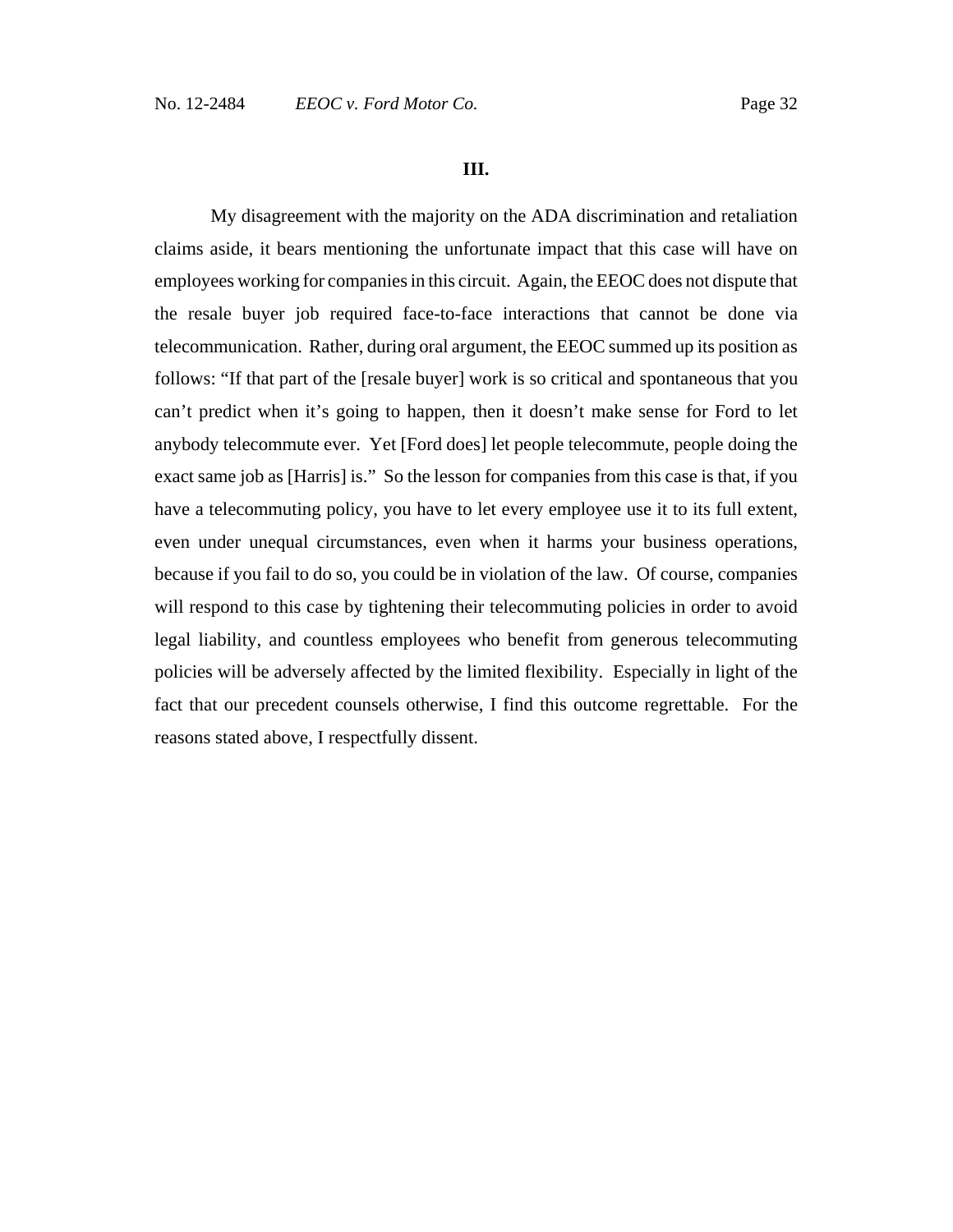## III.

My disagreement with the majority on the ADA discrimination and retaliation claims aside, it bears mentioning the unfortunate impact that this case will have on employees working for companies in this circuit. Again, the EEOC does not dispute that the resale buyer job required face-to-face interactions that cannot be done via telecommunication. Rather, during oral argument, the EEOC summed up its position as follows: "If that part of the [resale buyer] work is so critical and spontaneous that you can't predict when it's going to happen, then it doesn't make sense for Ford to let anybody telecommute ever. Yet [Ford does] let people telecommute, people doing the exact same job as [Harris] is." So the lesson for companies from this case is that, if you have a telecommuting policy, you have to let every employee use it to its full extent, even under unequal circumstances, even when it harms your business operations, because if you fail to do so, you could be in violation of the law. Of course, companies will respond to this case by tightening their telecommuting policies in order to avoid legal liability, and countless employees who benefit from generous telecommuting policies will be adversely affected by the limited flexibility. Especially in light of the fact that our precedent counsels otherwise, I find this outcome regrettable. For the reasons stated above, I respectfully dissent.